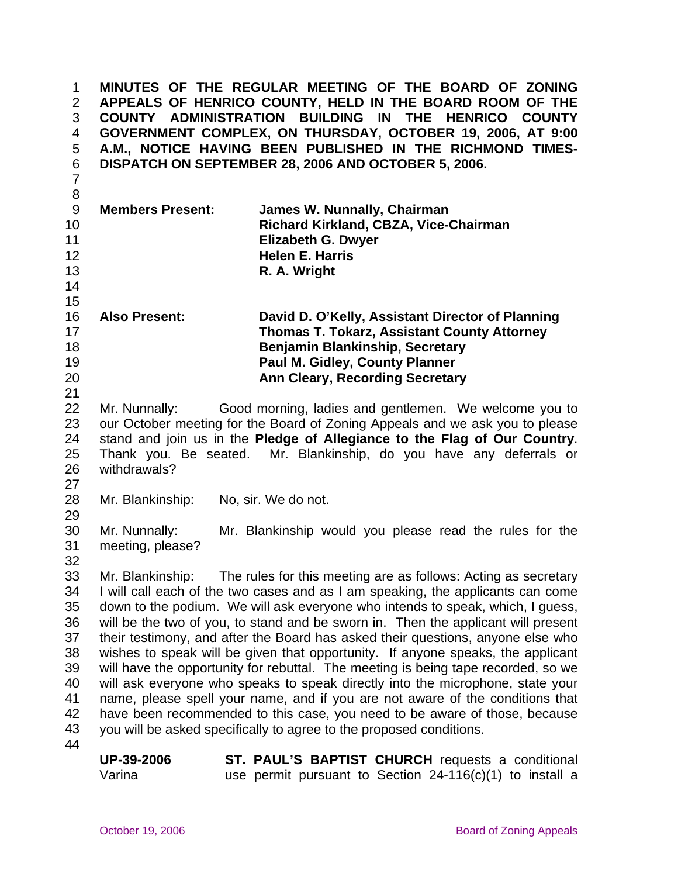**MINUTES OF THE REGULAR MEETING OF THE BOARD OF ZONING APPEALS OF HENRICO COUNTY, HELD IN THE BOARD ROOM OF THE COUNTY ADMINISTRATION BUILDING IN THE HENRICO COUNTY GOVERNMENT COMPLEX, ON THURSDAY, OCTOBER 19, 2006, AT 9:00 A.M., NOTICE HAVING BEEN PUBLISHED IN THE RICHMOND TIMES-DISPATCH ON SEPTEMBER 28, 2006 AND OCTOBER 5, 2006.**

| | |
|---|---|
| **Members Present:** | **James W. Nunnally, Chairman** |
| | **Richard Kirkland, CBZA, Vice-Chairman** |
| | **Elizabeth G. Dwyer** |
| | **Helen E. Harris** |
| | **R. A. Wright** |
| **Also Present:** | **David D. O'Kelly, Assistant Director of Planning** |
| | **Thomas T. Tokarz, Assistant County Attorney** |
| | **Benjamin Blankinship, Secretary** |
| | **Paul M. Gidley, County Planner** |
| | **Ann Cleary, Recording Secretary** |

Mr. Nunnally: Good morning, ladies and gentlemen. We welcome you to our October meeting for the Board of Zoning Appeals and we ask you to please stand and join us in the **Pledge of Allegiance to the Flag of Our Country**. Thank you. Be seated. Mr. Blankinship, do you have any deferrals or withdrawals?

Mr. Blankinship: No, sir. We do not.

Mr. Nunnally: Mr. Blankinship would you please read the rules for the meeting, please?

Mr. Blankinship: The rules for this meeting are as follows: Acting as secretary I will call each of the two cases and as I am speaking, the applicants can come down to the podium. We will ask everyone who intends to speak, which, I guess, will be the two of you, to stand and be sworn in. Then the applicant will present their testimony, and after the Board has asked their questions, anyone else who wishes to speak will be given that opportunity. If anyone speaks, the applicant will have the opportunity for rebuttal. The meeting is being tape recorded, so we will ask everyone who speaks to speak directly into the microphone, state your name, please spell your name, and if you are not aware of the conditions that have been recommended to this case, you need to be aware of those, because you will be asked specifically to agree to the proposed conditions.

**UP-39-2006** Varina — **ST. PAUL'S BAPTIST CHURCH** requests a conditional use permit pursuant to Section 24-116(c)(1) to install a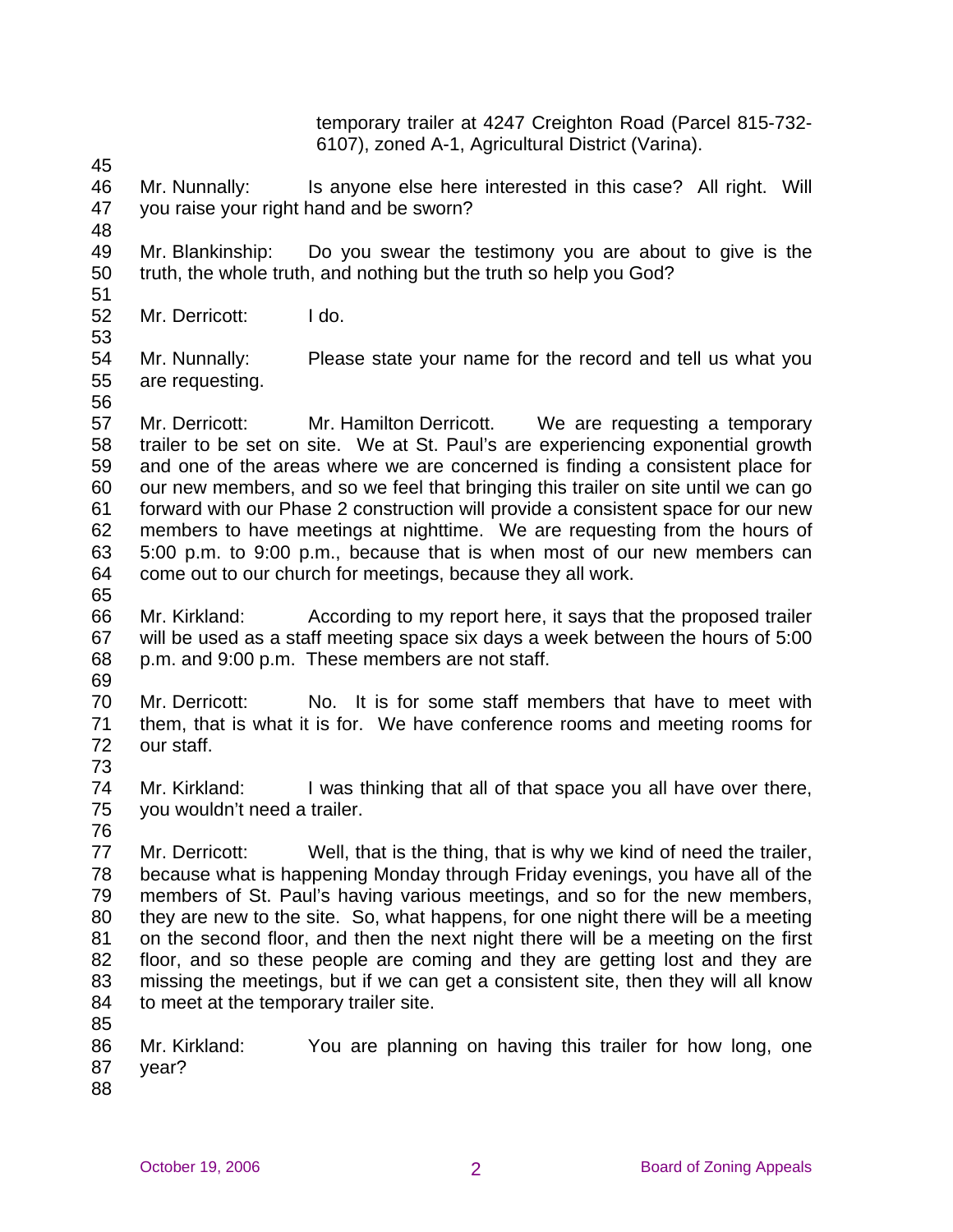temporary trailer at 4247 Creighton Road (Parcel 815-732-6107), zoned A-1, Agricultural District (Varina).

Mr. Nunnally: Is anyone else here interested in this case? All right. Will you raise your right hand and be sworn?

Mr. Blankinship: Do you swear the testimony you are about to give is the truth, the whole truth, and nothing but the truth so help you God?

Mr. Derricott: I do.

Mr. Nunnally: Please state your name for the record and tell us what you are requesting.

Mr. Derricott: Mr. Hamilton Derricott. We are requesting a temporary trailer to be set on site. We at St. Paul's are experiencing exponential growth and one of the areas where we are concerned is finding a consistent place for our new members, and so we feel that bringing this trailer on site until we can go forward with our Phase 2 construction will provide a consistent space for our new members to have meetings at nighttime. We are requesting from the hours of 5:00 p.m. to 9:00 p.m., because that is when most of our new members can come out to our church for meetings, because they all work.

Mr. Kirkland: According to my report here, it says that the proposed trailer will be used as a staff meeting space six days a week between the hours of 5:00 p.m. and 9:00 p.m. These members are not staff.

Mr. Derricott: No. It is for some staff members that have to meet with them, that is what it is for. We have conference rooms and meeting rooms for our staff.

Mr. Kirkland: I was thinking that all of that space you all have over there, you wouldn't need a trailer.

Mr. Derricott: Well, that is the thing, that is why we kind of need the trailer, because what is happening Monday through Friday evenings, you have all of the members of St. Paul's having various meetings, and so for the new members, they are new to the site. So, what happens, for one night there will be a meeting on the second floor, and then the next night there will be a meeting on the first floor, and so these people are coming and they are getting lost and they are missing the meetings, but if we can get a consistent site, then they will all know to meet at the temporary trailer site.

Mr. Kirkland: You are planning on having this trailer for how long, one year?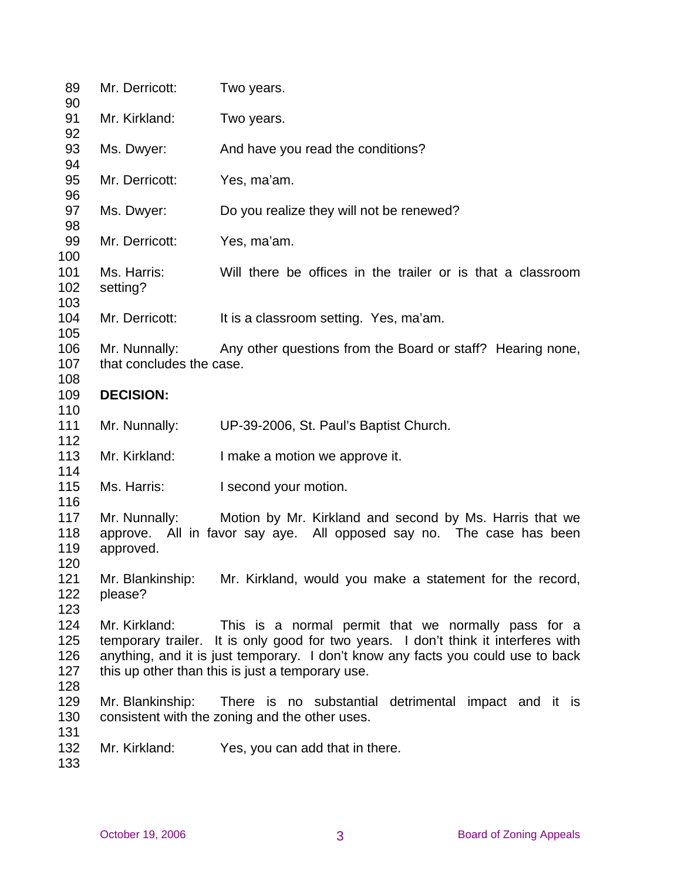Mr. Derricott: Two years.

Mr. Kirkland: Two years.

Ms. Dwyer: And have you read the conditions?

Mr. Derricott: Yes, ma'am.

Ms. Dwyer: Do you realize they will not be renewed?

Mr. Derricott: Yes, ma'am.

Ms. Harris: Will there be offices in the trailer or is that a classroom setting?

Mr. Derricott: It is a classroom setting. Yes, ma'am.

Mr. Nunnally: Any other questions from the Board or staff? Hearing none, that concludes the case.

**DECISION:**

Mr. Nunnally: UP-39-2006, St. Paul's Baptist Church.

Mr. Kirkland: I make a motion we approve it.

Ms. Harris: I second your motion.

Mr. Nunnally: Motion by Mr. Kirkland and second by Ms. Harris that we approve. All in favor say aye. All opposed say no. The case has been approved.

Mr. Blankinship: Mr. Kirkland, would you make a statement for the record, please?

Mr. Kirkland: This is a normal permit that we normally pass for a temporary trailer. It is only good for two years. I don't think it interferes with anything, and it is just temporary. I don't know any facts you could use to back this up other than this is just a temporary use.

Mr. Blankinship: There is no substantial detrimental impact and it is consistent with the zoning and the other uses.

Mr. Kirkland: Yes, you can add that in there.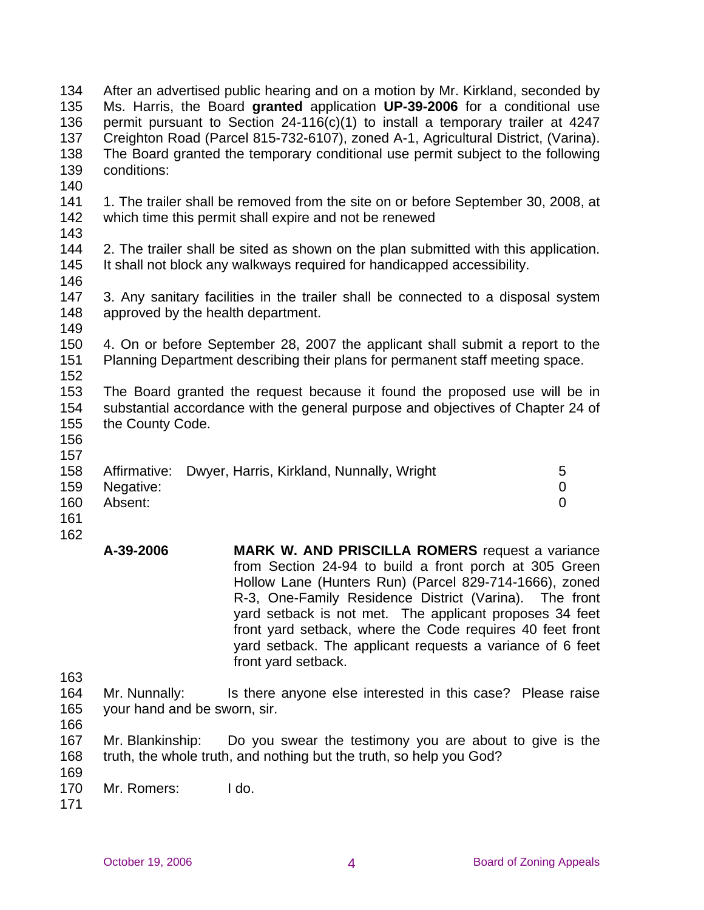After an advertised public hearing and on a motion by Mr. Kirkland, seconded by Ms. Harris, the Board **granted** application **UP-39-2006** for a conditional use permit pursuant to Section 24-116(c)(1) to install a temporary trailer at 4247 Creighton Road (Parcel 815-732-6107), zoned A-1, Agricultural District, (Varina). The Board granted the temporary conditional use permit subject to the following conditions:

1. The trailer shall be removed from the site on or before September 30, 2008, at which time this permit shall expire and not be renewed

2. The trailer shall be sited as shown on the plan submitted with this application. It shall not block any walkways required for handicapped accessibility.

3. Any sanitary facilities in the trailer shall be connected to a disposal system approved by the health department.

4. On or before September 28, 2007 the applicant shall submit a report to the Planning Department describing their plans for permanent staff meeting space.

The Board granted the request because it found the proposed use will be in substantial accordance with the general purpose and objectives of Chapter 24 of the County Code.

| | | |
|---|---|---|
| Affirmative: | Dwyer, Harris, Kirkland, Nunnally, Wright | 5 |
| Negative: | | 0 |
| Absent: | | 0 |

**A-39-2006** **MARK W. AND PRISCILLA ROMERS** request a variance from Section 24-94 to build a front porch at 305 Green Hollow Lane (Hunters Run) (Parcel 829-714-1666), zoned R-3, One-Family Residence District (Varina). The front yard setback is not met. The applicant proposes 34 feet front yard setback, where the Code requires 40 feet front yard setback. The applicant requests a variance of 6 feet front yard setback.

Mr. Nunnally: Is there anyone else interested in this case? Please raise your hand and be sworn, sir.

Mr. Blankinship: Do you swear the testimony you are about to give is the truth, the whole truth, and nothing but the truth, so help you God?

Mr. Romers: I do.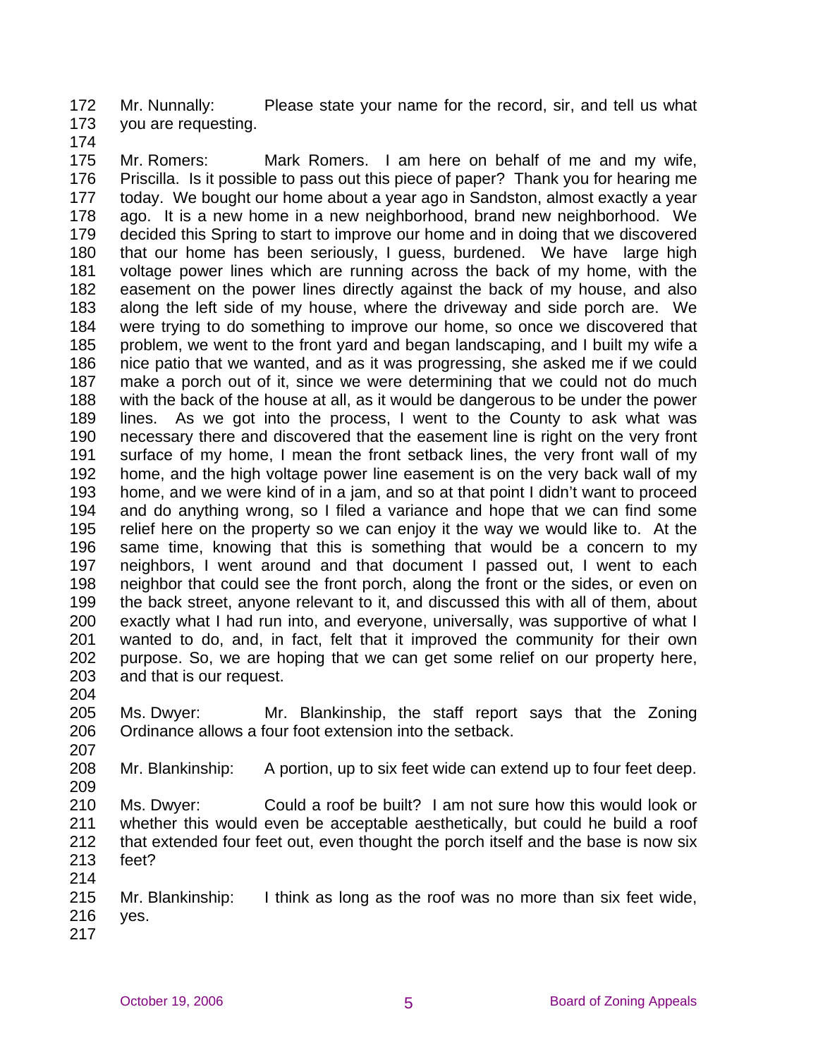Mr. Nunnally: Please state your name for the record, sir, and tell us what you are requesting.

Mr. Romers: Mark Romers. I am here on behalf of me and my wife, Priscilla. Is it possible to pass out this piece of paper? Thank you for hearing me today. We bought our home about a year ago in Sandston, almost exactly a year ago. It is a new home in a new neighborhood, brand new neighborhood. We decided this Spring to start to improve our home and in doing that we discovered that our home has been seriously, I guess, burdened. We have large high voltage power lines which are running across the back of my home, with the easement on the power lines directly against the back of my house, and also along the left side of my house, where the driveway and side porch are. We were trying to do something to improve our home, so once we discovered that problem, we went to the front yard and began landscaping, and I built my wife a nice patio that we wanted, and as it was progressing, she asked me if we could make a porch out of it, since we were determining that we could not do much with the back of the house at all, as it would be dangerous to be under the power lines. As we got into the process, I went to the County to ask what was necessary there and discovered that the easement line is right on the very front surface of my home, I mean the front setback lines, the very front wall of my home, and the high voltage power line easement is on the very back wall of my home, and we were kind of in a jam, and so at that point I didn't want to proceed and do anything wrong, so I filed a variance and hope that we can find some relief here on the property so we can enjoy it the way we would like to. At the same time, knowing that this is something that would be a concern to my neighbors, I went around and that document I passed out, I went to each neighbor that could see the front porch, along the front or the sides, or even on the back street, anyone relevant to it, and discussed this with all of them, about exactly what I had run into, and everyone, universally, was supportive of what I wanted to do, and, in fact, felt that it improved the community for their own purpose. So, we are hoping that we can get some relief on our property here, and that is our request.

Ms. Dwyer: Mr. Blankinship, the staff report says that the Zoning Ordinance allows a four foot extension into the setback.

Mr. Blankinship: A portion, up to six feet wide can extend up to four feet deep.

Ms. Dwyer: Could a roof be built? I am not sure how this would look or whether this would even be acceptable aesthetically, but could he build a roof that extended four feet out, even thought the porch itself and the base is now six feet?

Mr. Blankinship: I think as long as the roof was no more than six feet wide, yes.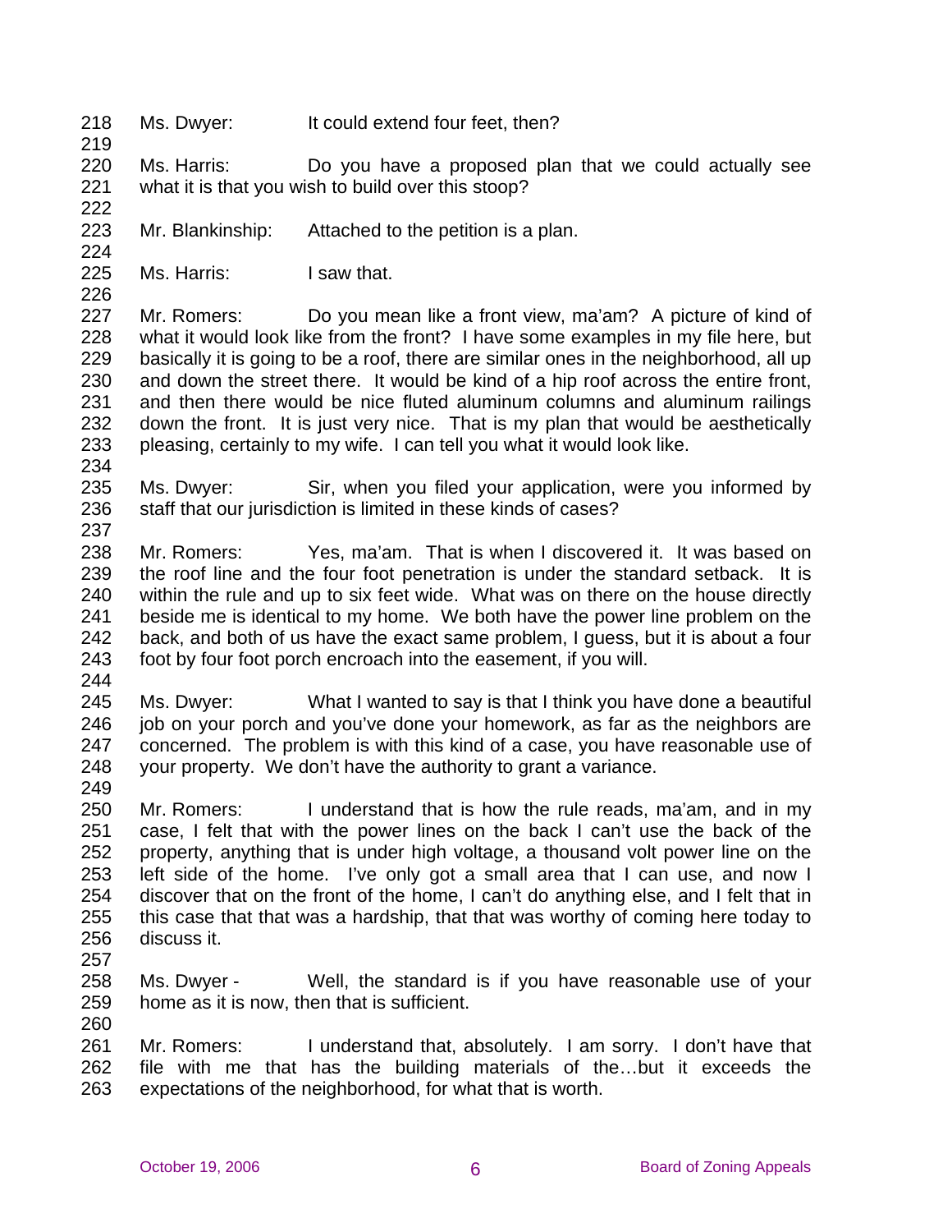218 Ms. Dwyer: It could extend four feet, then?
219
220 Ms. Harris: Do you have a proposed plan that we could actually see
221 what it is that you wish to build over this stoop?
222
223 Mr. Blankinship: Attached to the petition is a plan.
224
225 Ms. Harris: I saw that.
226
227 Mr. Romers: Do you mean like a front view, ma'am? A picture of kind of
228 what it would look like from the front? I have some examples in my file here, but
229 basically it is going to be a roof, there are similar ones in the neighborhood, all up
230 and down the street there. It would be kind of a hip roof across the entire front,
231 and then there would be nice fluted aluminum columns and aluminum railings
232 down the front. It is just very nice. That is my plan that would be aesthetically
233 pleasing, certainly to my wife. I can tell you what it would look like.
234
235 Ms. Dwyer: Sir, when you filed your application, were you informed by
236 staff that our jurisdiction is limited in these kinds of cases?
237
238 Mr. Romers: Yes, ma'am. That is when I discovered it. It was based on
239 the roof line and the four foot penetration is under the standard setback. It is
240 within the rule and up to six feet wide. What was on there on the house directly
241 beside me is identical to my home. We both have the power line problem on the
242 back, and both of us have the exact same problem, I guess, but it is about a four
243 foot by four foot porch encroach into the easement, if you will.
244
245 Ms. Dwyer: What I wanted to say is that I think you have done a beautiful
246 job on your porch and you've done your homework, as far as the neighbors are
247 concerned. The problem is with this kind of a case, you have reasonable use of
248 your property. We don't have the authority to grant a variance.
249
250 Mr. Romers: I understand that is how the rule reads, ma'am, and in my
251 case, I felt that with the power lines on the back I can't use the back of the
252 property, anything that is under high voltage, a thousand volt power line on the
253 left side of the home. I've only got a small area that I can use, and now I
254 discover that on the front of the home, I can't do anything else, and I felt that in
255 this case that that was a hardship, that that was worthy of coming here today to
256 discuss it.
257
258 Ms. Dwyer - Well, the standard is if you have reasonable use of your
259 home as it is now, then that is sufficient.
260
261 Mr. Romers: I understand that, absolutely. I am sorry. I don't have that
262 file with me that has the building materials of the…but it exceeds the
263 expectations of the neighborhood, for what that is worth.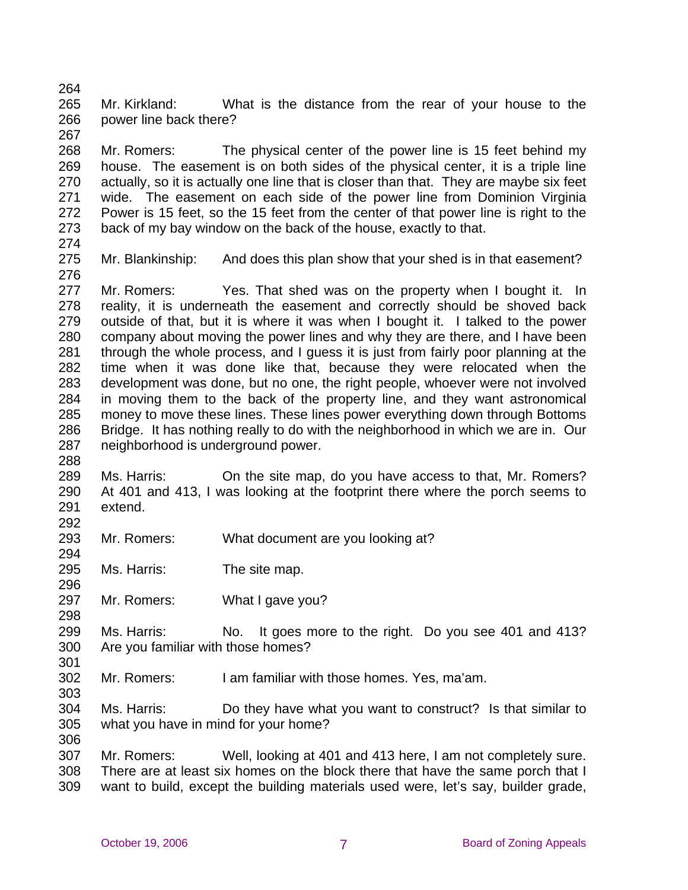Mr. Kirkland: What is the distance from the rear of your house to the power line back there?

Mr. Romers: The physical center of the power line is 15 feet behind my house. The easement is on both sides of the physical center, it is a triple line actually, so it is actually one line that is closer than that. They are maybe six feet wide. The easement on each side of the power line from Dominion Virginia Power is 15 feet, so the 15 feet from the center of that power line is right to the back of my bay window on the back of the house, exactly to that.

Mr. Blankinship: And does this plan show that your shed is in that easement?

Mr. Romers: Yes. That shed was on the property when I bought it. In reality, it is underneath the easement and correctly should be shoved back outside of that, but it is where it was when I bought it. I talked to the power company about moving the power lines and why they are there, and I have been through the whole process, and I guess it is just from fairly poor planning at the time when it was done like that, because they were relocated when the development was done, but no one, the right people, whoever were not involved in moving them to the back of the property line, and they want astronomical money to move these lines. These lines power everything down through Bottoms Bridge. It has nothing really to do with the neighborhood in which we are in. Our neighborhood is underground power.

Ms. Harris: On the site map, do you have access to that, Mr. Romers? At 401 and 413, I was looking at the footprint there where the porch seems to extend.

Mr. Romers: What document are you looking at?

Ms. Harris: The site map.

Mr. Romers: What I gave you?

Ms. Harris: No. It goes more to the right. Do you see 401 and 413? Are you familiar with those homes?

Mr. Romers: I am familiar with those homes. Yes, ma'am.

Ms. Harris: Do they have what you want to construct? Is that similar to what you have in mind for your home?

Mr. Romers: Well, looking at 401 and 413 here, I am not completely sure. There are at least six homes on the block there that have the same porch that I want to build, except the building materials used were, let's say, builder grade,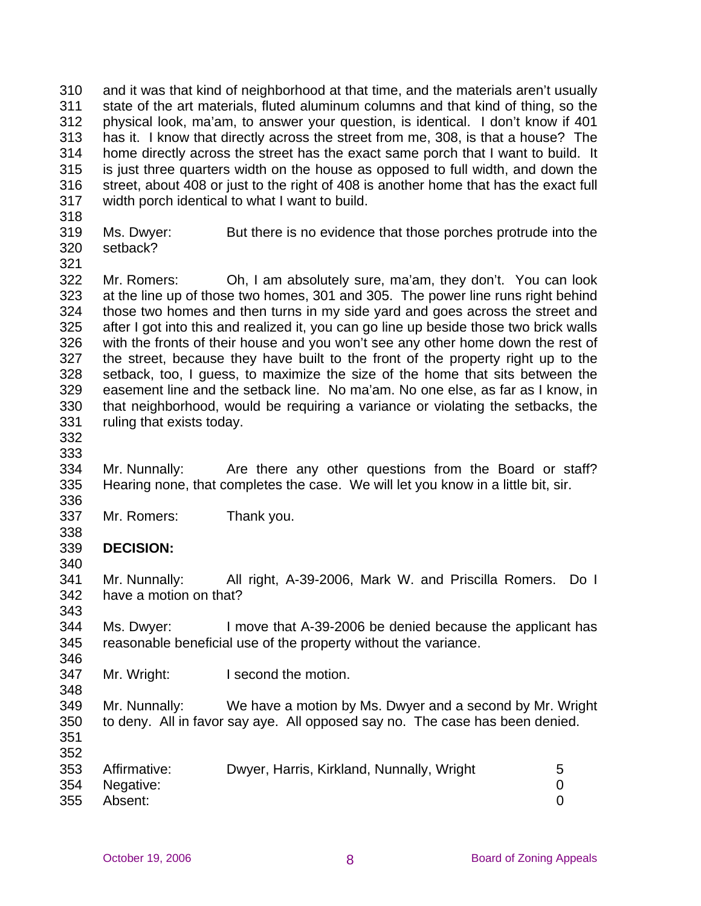and it was that kind of neighborhood at that time, and the materials aren't usually state of the art materials, fluted aluminum columns and that kind of thing, so the physical look, ma'am, to answer your question, is identical. I don't know if 401 has it. I know that directly across the street from me, 308, is that a house? The home directly across the street has the exact same porch that I want to build. It is just three quarters width on the house as opposed to full width, and down the street, about 408 or just to the right of 408 is another home that has the exact full width porch identical to what I want to build.

Ms. Dwyer: But there is no evidence that those porches protrude into the setback?

Mr. Romers: Oh, I am absolutely sure, ma'am, they don't. You can look at the line up of those two homes, 301 and 305. The power line runs right behind those two homes and then turns in my side yard and goes across the street and after I got into this and realized it, you can go line up beside those two brick walls with the fronts of their house and you won't see any other home down the rest of the street, because they have built to the front of the property right up to the setback, too, I guess, to maximize the size of the home that sits between the easement line and the setback line. No ma'am. No one else, as far as I know, in that neighborhood, would be requiring a variance or violating the setbacks, the ruling that exists today.

Mr. Nunnally: Are there any other questions from the Board or staff? Hearing none, that completes the case. We will let you know in a little bit, sir.

Mr. Romers: Thank you.

**DECISION:**

Mr. Nunnally: All right, A-39-2006, Mark W. and Priscilla Romers. Do I have a motion on that?

Ms. Dwyer: I move that A-39-2006 be denied because the applicant has reasonable beneficial use of the property without the variance.

Mr. Wright: I second the motion.

Mr. Nunnally: We have a motion by Ms. Dwyer and a second by Mr. Wright to deny. All in favor say aye. All opposed say no. The case has been denied.

| | | |
|---|---|---|
| Affirmative: | Dwyer, Harris, Kirkland, Nunnally, Wright | 5 |
| Negative: | | 0 |
| Absent: | | 0 |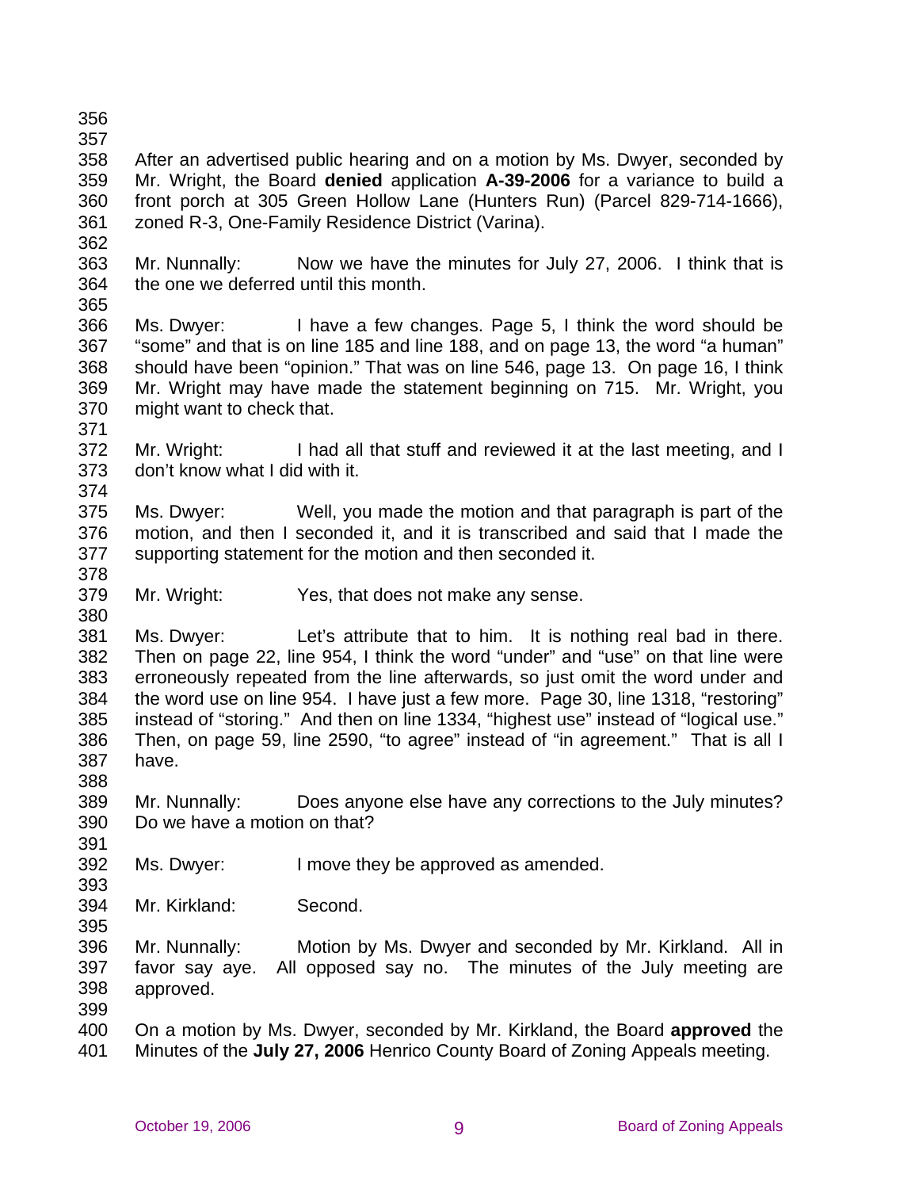After an advertised public hearing and on a motion by Ms. Dwyer, seconded by Mr. Wright, the Board **denied** application **A-39-2006** for a variance to build a front porch at 305 Green Hollow Lane (Hunters Run) (Parcel 829-714-1666), zoned R-3, One-Family Residence District (Varina).

Mr. Nunnally: Now we have the minutes for July 27, 2006. I think that is the one we deferred until this month.

Ms. Dwyer: I have a few changes. Page 5, I think the word should be "some" and that is on line 185 and line 188, and on page 13, the word "a human" should have been "opinion." That was on line 546, page 13. On page 16, I think Mr. Wright may have made the statement beginning on 715. Mr. Wright, you might want to check that.

Mr. Wright: I had all that stuff and reviewed it at the last meeting, and I don't know what I did with it.

Ms. Dwyer: Well, you made the motion and that paragraph is part of the motion, and then I seconded it, and it is transcribed and said that I made the supporting statement for the motion and then seconded it.

Mr. Wright: Yes, that does not make any sense.

Ms. Dwyer: Let's attribute that to him. It is nothing real bad in there. Then on page 22, line 954, I think the word "under" and "use" on that line were erroneously repeated from the line afterwards, so just omit the word under and the word use on line 954. I have just a few more. Page 30, line 1318, "restoring" instead of "storing." And then on line 1334, "highest use" instead of "logical use." Then, on page 59, line 2590, "to agree" instead of "in agreement." That is all I have.

Mr. Nunnally: Does anyone else have any corrections to the July minutes? Do we have a motion on that?

Ms. Dwyer: I move they be approved as amended.

Mr. Kirkland: Second.

Mr. Nunnally: Motion by Ms. Dwyer and seconded by Mr. Kirkland. All in favor say aye. All opposed say no. The minutes of the July meeting are approved.

On a motion by Ms. Dwyer, seconded by Mr. Kirkland, the Board **approved** the Minutes of the **July 27, 2006** Henrico County Board of Zoning Appeals meeting.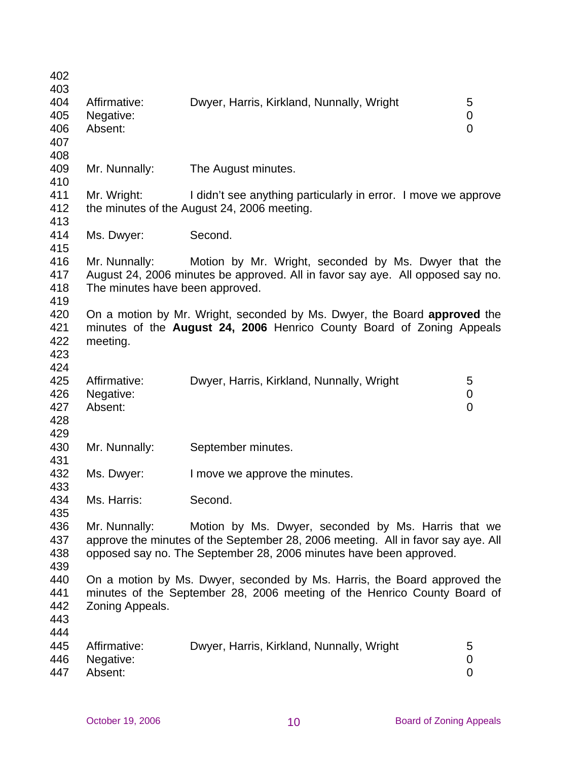| Affirmative: | Dwyer, Harris, Kirkland, Nunnally, Wright | 5 |
|---|---|---|
| Negative: | | 0 |
| Absent: | | 0 |

Mr. Nunnally: The August minutes.

Mr. Wright: I didn't see anything particularly in error. I move we approve the minutes of the August 24, 2006 meeting.

Ms. Dwyer: Second.

Mr. Nunnally: Motion by Mr. Wright, seconded by Ms. Dwyer that the August 24, 2006 minutes be approved. All in favor say aye. All opposed say no. The minutes have been approved.

On a motion by Mr. Wright, seconded by Ms. Dwyer, the Board **approved** the minutes of the **August 24, 2006** Henrico County Board of Zoning Appeals meeting.

| Affirmative: | Dwyer, Harris, Kirkland, Nunnally, Wright | 5 |
|---|---|---|
| Negative: | | 0 |
| Absent: | | 0 |

Mr. Nunnally: September minutes.

Ms. Dwyer: I move we approve the minutes.

Ms. Harris: Second.

Mr. Nunnally: Motion by Ms. Dwyer, seconded by Ms. Harris that we approve the minutes of the September 28, 2006 meeting. All in favor say aye. All opposed say no. The September 28, 2006 minutes have been approved.

On a motion by Ms. Dwyer, seconded by Ms. Harris, the Board approved the minutes of the September 28, 2006 meeting of the Henrico County Board of Zoning Appeals.

| Affirmative: | Dwyer, Harris, Kirkland, Nunnally, Wright | 5 |
|---|---|---|
| Negative: | | 0 |
| Absent: | | 0 |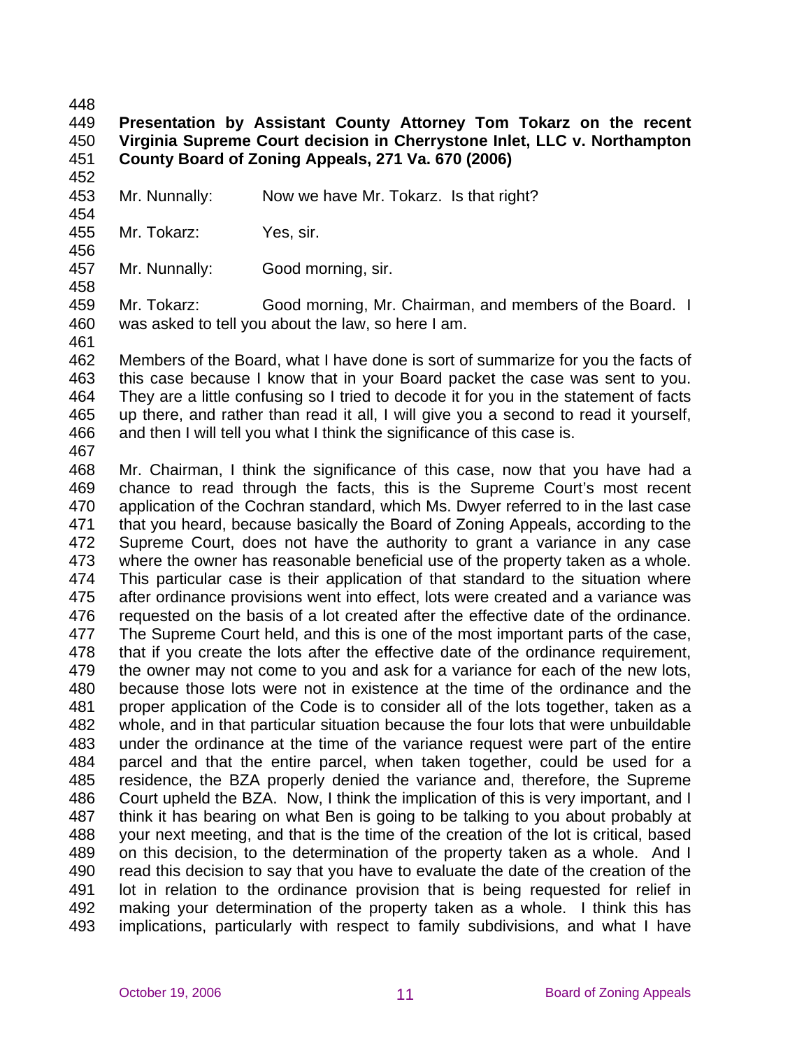**Presentation by Assistant County Attorney Tom Tokarz on the recent Virginia Supreme Court decision in Cherrystone Inlet, LLC v. Northampton County Board of Zoning Appeals, 271 Va. 670 (2006)**

Mr. Nunnally: Now we have Mr. Tokarz. Is that right?

Mr. Tokarz: Yes, sir.

Mr. Nunnally: Good morning, sir.

Mr. Tokarz: Good morning, Mr. Chairman, and members of the Board. I was asked to tell you about the law, so here I am.

Members of the Board, what I have done is sort of summarize for you the facts of this case because I know that in your Board packet the case was sent to you. They are a little confusing so I tried to decode it for you in the statement of facts up there, and rather than read it all, I will give you a second to read it yourself, and then I will tell you what I think the significance of this case is.

Mr. Chairman, I think the significance of this case, now that you have had a chance to read through the facts, this is the Supreme Court's most recent application of the Cochran standard, which Ms. Dwyer referred to in the last case that you heard, because basically the Board of Zoning Appeals, according to the Supreme Court, does not have the authority to grant a variance in any case where the owner has reasonable beneficial use of the property taken as a whole. This particular case is their application of that standard to the situation where after ordinance provisions went into effect, lots were created and a variance was requested on the basis of a lot created after the effective date of the ordinance. The Supreme Court held, and this is one of the most important parts of the case, that if you create the lots after the effective date of the ordinance requirement, the owner may not come to you and ask for a variance for each of the new lots, because those lots were not in existence at the time of the ordinance and the proper application of the Code is to consider all of the lots together, taken as a whole, and in that particular situation because the four lots that were unbuildable under the ordinance at the time of the variance request were part of the entire parcel and that the entire parcel, when taken together, could be used for a residence, the BZA properly denied the variance and, therefore, the Supreme Court upheld the BZA. Now, I think the implication of this is very important, and I think it has bearing on what Ben is going to be talking to you about probably at your next meeting, and that is the time of the creation of the lot is critical, based on this decision, to the determination of the property taken as a whole. And I read this decision to say that you have to evaluate the date of the creation of the lot in relation to the ordinance provision that is being requested for relief in making your determination of the property taken as a whole. I think this has implications, particularly with respect to family subdivisions, and what I have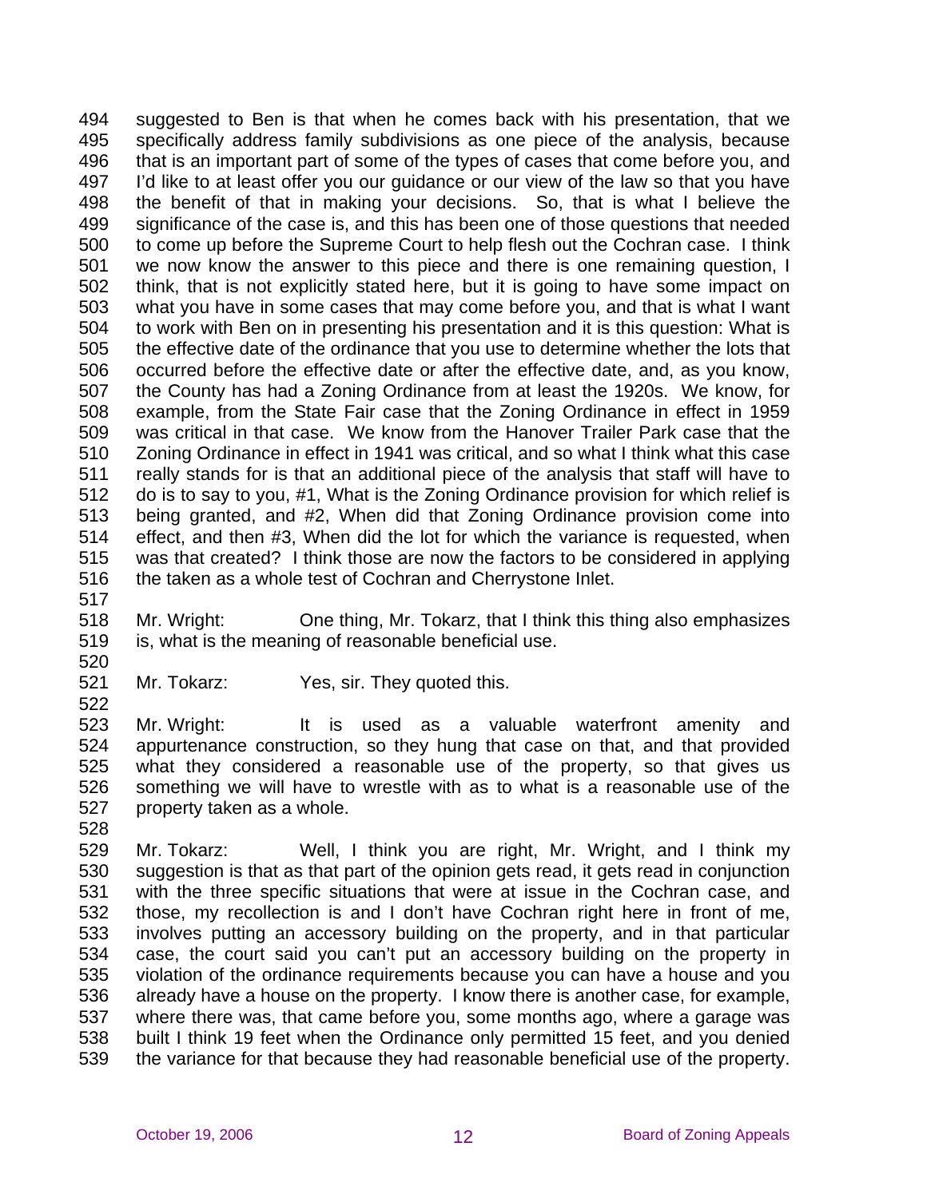suggested to Ben is that when he comes back with his presentation, that we specifically address family subdivisions as one piece of the analysis, because that is an important part of some of the types of cases that come before you, and I'd like to at least offer you our guidance or our view of the law so that you have the benefit of that in making your decisions. So, that is what I believe the significance of the case is, and this has been one of those questions that needed to come up before the Supreme Court to help flesh out the Cochran case. I think we now know the answer to this piece and there is one remaining question, I think, that is not explicitly stated here, but it is going to have some impact on what you have in some cases that may come before you, and that is what I want to work with Ben on in presenting his presentation and it is this question: What is the effective date of the ordinance that you use to determine whether the lots that occurred before the effective date or after the effective date, and, as you know, the County has had a Zoning Ordinance from at least the 1920s. We know, for example, from the State Fair case that the Zoning Ordinance in effect in 1959 was critical in that case. We know from the Hanover Trailer Park case that the Zoning Ordinance in effect in 1941 was critical, and so what I think what this case really stands for is that an additional piece of the analysis that staff will have to do is to say to you, #1, What is the Zoning Ordinance provision for which relief is being granted, and #2, When did that Zoning Ordinance provision come into effect, and then #3, When did the lot for which the variance is requested, when was that created? I think those are now the factors to be considered in applying the taken as a whole test of Cochran and Cherrystone Inlet.

Mr. Wright: One thing, Mr. Tokarz, that I think this thing also emphasizes is, what is the meaning of reasonable beneficial use.

Mr. Tokarz: Yes, sir. They quoted this.

Mr. Wright: It is used as a valuable waterfront amenity and appurtenance construction, so they hung that case on that, and that provided what they considered a reasonable use of the property, so that gives us something we will have to wrestle with as to what is a reasonable use of the property taken as a whole.

Mr. Tokarz: Well, I think you are right, Mr. Wright, and I think my suggestion is that as that part of the opinion gets read, it gets read in conjunction with the three specific situations that were at issue in the Cochran case, and those, my recollection is and I don't have Cochran right here in front of me, involves putting an accessory building on the property, and in that particular case, the court said you can't put an accessory building on the property in violation of the ordinance requirements because you can have a house and you already have a house on the property. I know there is another case, for example, where there was, that came before you, some months ago, where a garage was built I think 19 feet when the Ordinance only permitted 15 feet, and you denied the variance for that because they had reasonable beneficial use of the property.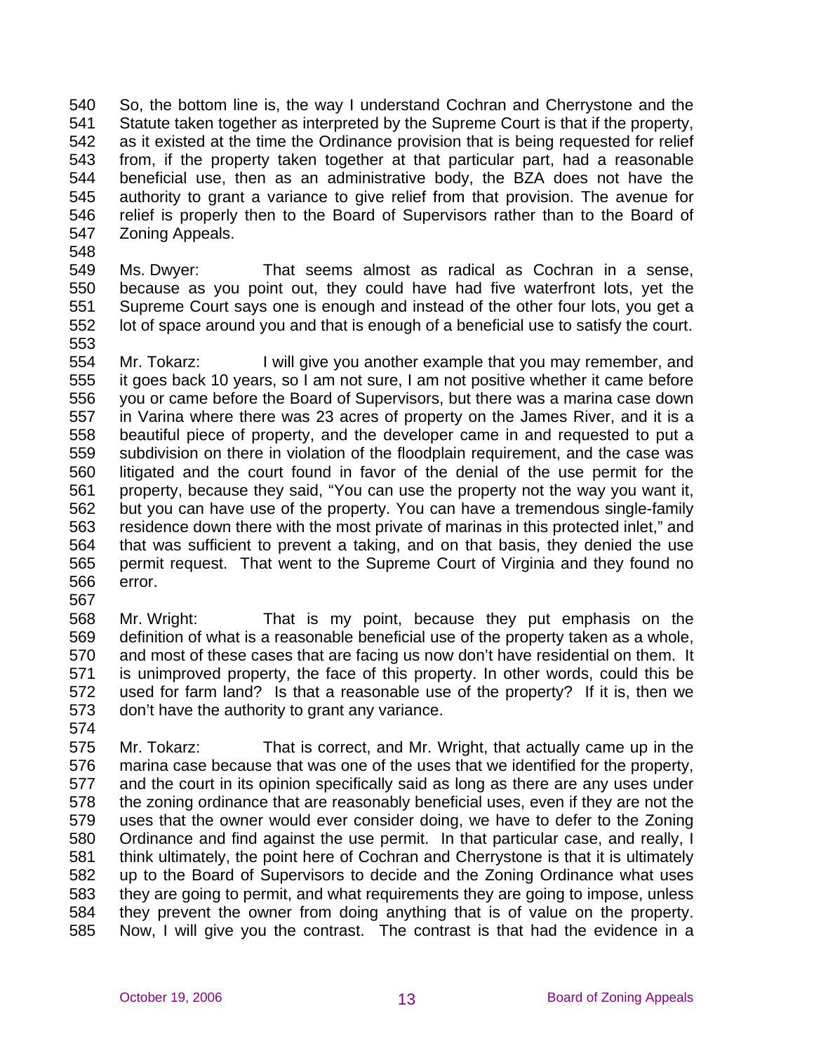So, the bottom line is, the way I understand Cochran and Cherrystone and the Statute taken together as interpreted by the Supreme Court is that if the property, as it existed at the time the Ordinance provision that is being requested for relief from, if the property taken together at that particular part, had a reasonable beneficial use, then as an administrative body, the BZA does not have the authority to grant a variance to give relief from that provision. The avenue for relief is properly then to the Board of Supervisors rather than to the Board of Zoning Appeals.

Ms. Dwyer: That seems almost as radical as Cochran in a sense, because as you point out, they could have had five waterfront lots, yet the Supreme Court says one is enough and instead of the other four lots, you get a lot of space around you and that is enough of a beneficial use to satisfy the court.

Mr. Tokarz: I will give you another example that you may remember, and it goes back 10 years, so I am not sure, I am not positive whether it came before you or came before the Board of Supervisors, but there was a marina case down in Varina where there was 23 acres of property on the James River, and it is a beautiful piece of property, and the developer came in and requested to put a subdivision on there in violation of the floodplain requirement, and the case was litigated and the court found in favor of the denial of the use permit for the property, because they said, "You can use the property not the way you want it, but you can have use of the property. You can have a tremendous single-family residence down there with the most private of marinas in this protected inlet," and that was sufficient to prevent a taking, and on that basis, they denied the use permit request. That went to the Supreme Court of Virginia and they found no error.

Mr. Wright: That is my point, because they put emphasis on the definition of what is a reasonable beneficial use of the property taken as a whole, and most of these cases that are facing us now don't have residential on them. It is unimproved property, the face of this property. In other words, could this be used for farm land? Is that a reasonable use of the property? If it is, then we don't have the authority to grant any variance.

Mr. Tokarz: That is correct, and Mr. Wright, that actually came up in the marina case because that was one of the uses that we identified for the property, and the court in its opinion specifically said as long as there are any uses under the zoning ordinance that are reasonably beneficial uses, even if they are not the uses that the owner would ever consider doing, we have to defer to the Zoning Ordinance and find against the use permit. In that particular case, and really, I think ultimately, the point here of Cochran and Cherrystone is that it is ultimately up to the Board of Supervisors to decide and the Zoning Ordinance what uses they are going to permit, and what requirements they are going to impose, unless they prevent the owner from doing anything that is of value on the property. Now, I will give you the contrast. The contrast is that had the evidence in a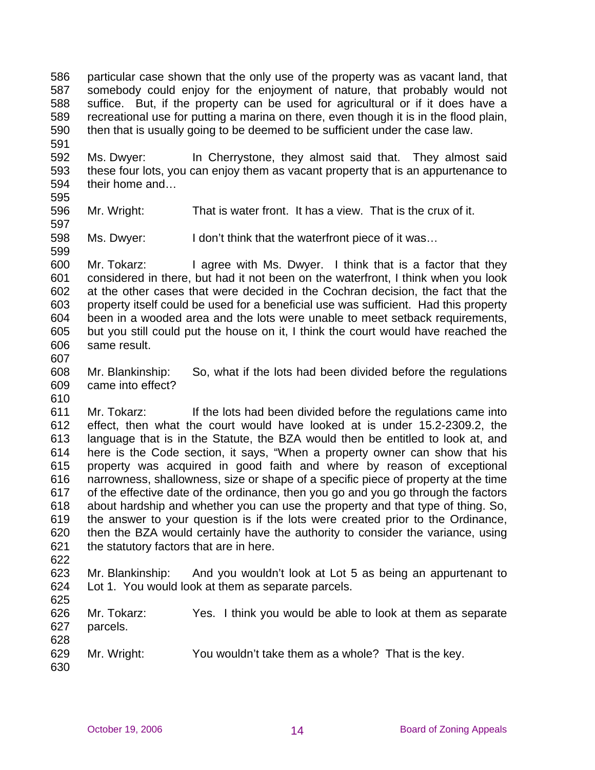586 particular case shown that the only use of the property was as vacant land, that
587 somebody could enjoy for the enjoyment of nature, that probably would not
588 suffice. But, if the property can be used for agricultural or if it does have a
589 recreational use for putting a marina on there, even though it is in the flood plain,
590 then that is usually going to be deemed to be sufficient under the case law.
591
592 Ms. Dwyer: In Cherrystone, they almost said that. They almost said
593 these four lots, you can enjoy them as vacant property that is an appurtenance to
594 their home and…
595
596 Mr. Wright: That is water front. It has a view. That is the crux of it.
597
598 Ms. Dwyer: I don't think that the waterfront piece of it was…
599
600 Mr. Tokarz: I agree with Ms. Dwyer. I think that is a factor that they
601 considered in there, but had it not been on the waterfront, I think when you look
602 at the other cases that were decided in the Cochran decision, the fact that the
603 property itself could be used for a beneficial use was sufficient. Had this property
604 been in a wooded area and the lots were unable to meet setback requirements,
605 but you still could put the house on it, I think the court would have reached the
606 same result.
607
608 Mr. Blankinship: So, what if the lots had been divided before the regulations
609 came into effect?
610
611 Mr. Tokarz: If the lots had been divided before the regulations came into
612 effect, then what the court would have looked at is under 15.2-2309.2, the
613 language that is in the Statute, the BZA would then be entitled to look at, and
614 here is the Code section, it says, "When a property owner can show that his
615 property was acquired in good faith and where by reason of exceptional
616 narrowness, shallowness, size or shape of a specific piece of property at the time
617 of the effective date of the ordinance, then you go and you go through the factors
618 about hardship and whether you can use the property and that type of thing. So,
619 the answer to your question is if the lots were created prior to the Ordinance,
620 then the BZA would certainly have the authority to consider the variance, using
621 the statutory factors that are in here.
622
623 Mr. Blankinship: And you wouldn't look at Lot 5 as being an appurtenant to
624 Lot 1. You would look at them as separate parcels.
625
626 Mr. Tokarz: Yes. I think you would be able to look at them as separate
627 parcels.
628
629 Mr. Wright: You wouldn't take them as a whole? That is the key.
630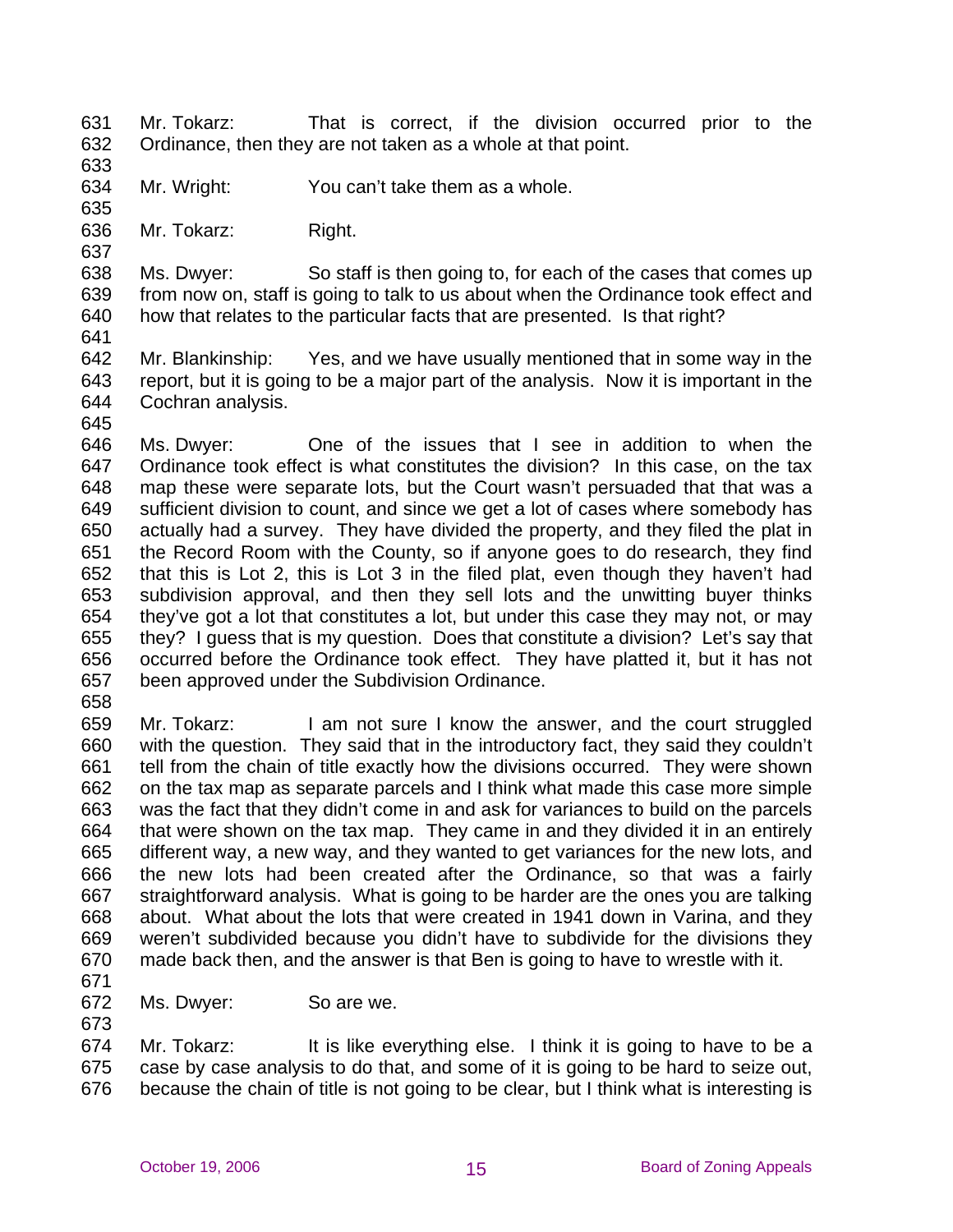Mr. Tokarz: That is correct, if the division occurred prior to the Ordinance, then they are not taken as a whole at that point.

Mr. Wright: You can't take them as a whole.

Mr. Tokarz: Right.

Ms. Dwyer: So staff is then going to, for each of the cases that comes up from now on, staff is going to talk to us about when the Ordinance took effect and how that relates to the particular facts that are presented. Is that right?

Mr. Blankinship: Yes, and we have usually mentioned that in some way in the report, but it is going to be a major part of the analysis. Now it is important in the Cochran analysis.

Ms. Dwyer: One of the issues that I see in addition to when the Ordinance took effect is what constitutes the division? In this case, on the tax map these were separate lots, but the Court wasn't persuaded that that was a sufficient division to count, and since we get a lot of cases where somebody has actually had a survey. They have divided the property, and they filed the plat in the Record Room with the County, so if anyone goes to do research, they find that this is Lot 2, this is Lot 3 in the filed plat, even though they haven't had subdivision approval, and then they sell lots and the unwitting buyer thinks they've got a lot that constitutes a lot, but under this case they may not, or may they? I guess that is my question. Does that constitute a division? Let's say that occurred before the Ordinance took effect. They have platted it, but it has not been approved under the Subdivision Ordinance.

Mr. Tokarz: I am not sure I know the answer, and the court struggled with the question. They said that in the introductory fact, they said they couldn't tell from the chain of title exactly how the divisions occurred. They were shown on the tax map as separate parcels and I think what made this case more simple was the fact that they didn't come in and ask for variances to build on the parcels that were shown on the tax map. They came in and they divided it in an entirely different way, a new way, and they wanted to get variances for the new lots, and the new lots had been created after the Ordinance, so that was a fairly straightforward analysis. What is going to be harder are the ones you are talking about. What about the lots that were created in 1941 down in Varina, and they weren't subdivided because you didn't have to subdivide for the divisions they made back then, and the answer is that Ben is going to have to wrestle with it.

Ms. Dwyer: So are we.

Mr. Tokarz: It is like everything else. I think it is going to have to be a case by case analysis to do that, and some of it is going to be hard to seize out, because the chain of title is not going to be clear, but I think what is interesting is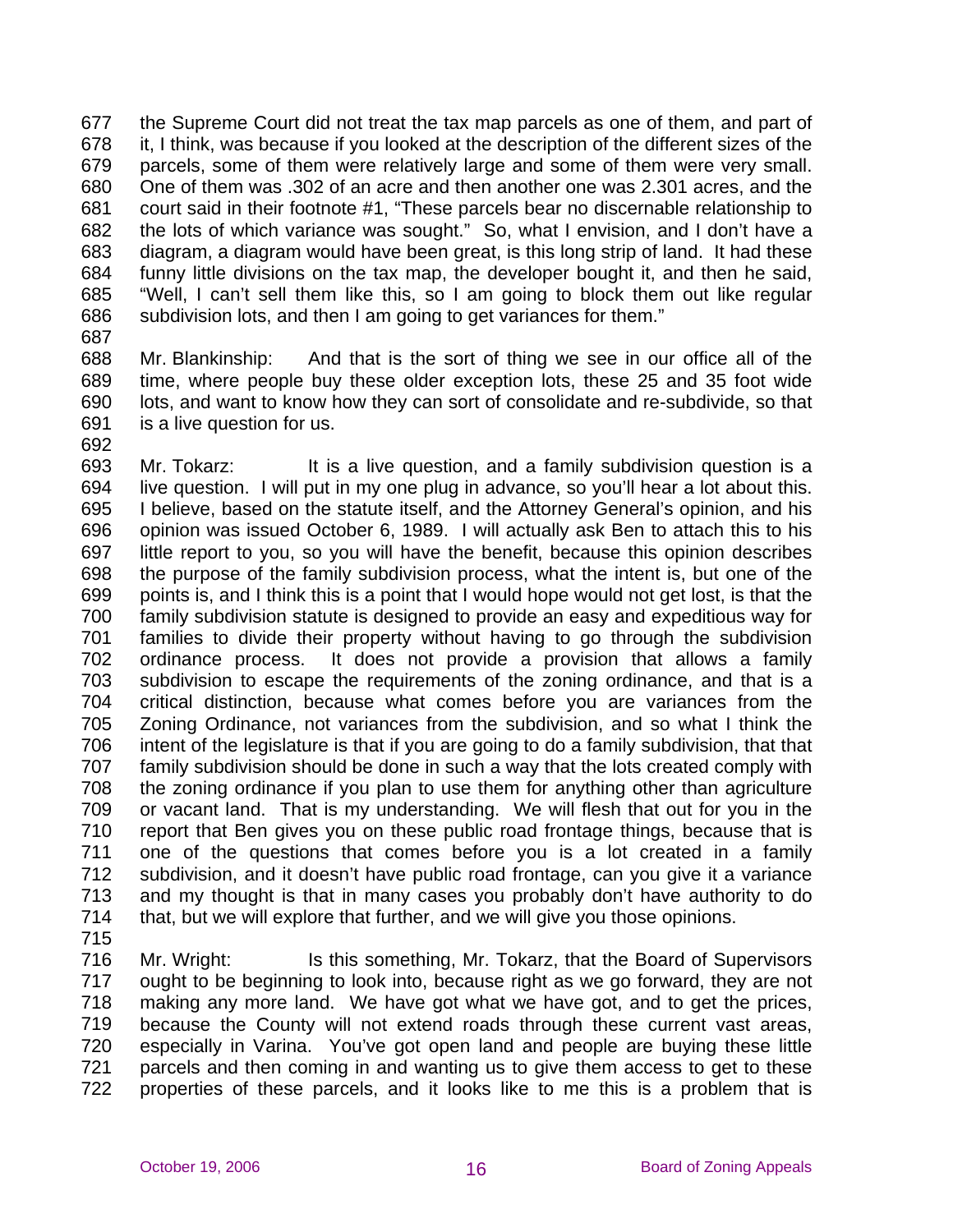677 the Supreme Court did not treat the tax map parcels as one of them, and part of
678 it, I think, was because if you looked at the description of the different sizes of the
679 parcels, some of them were relatively large and some of them were very small.
680 One of them was .302 of an acre and then another one was 2.301 acres, and the
681 court said in their footnote #1, "These parcels bear no discernable relationship to
682 the lots of which variance was sought." So, what I envision, and I don't have a
683 diagram, a diagram would have been great, is this long strip of land. It had these
684 funny little divisions on the tax map, the developer bought it, and then he said,
685 "Well, I can't sell them like this, so I am going to block them out like regular
686 subdivision lots, and then I am going to get variances for them."
687
688 Mr. Blankinship: And that is the sort of thing we see in our office all of the
689 time, where people buy these older exception lots, these 25 and 35 foot wide
690 lots, and want to know how they can sort of consolidate and re-subdivide, so that
691 is a live question for us.
692
693 Mr. Tokarz: It is a live question, and a family subdivision question is a
694 live question. I will put in my one plug in advance, so you'll hear a lot about this.
695 I believe, based on the statute itself, and the Attorney General's opinion, and his
696 opinion was issued October 6, 1989. I will actually ask Ben to attach this to his
697 little report to you, so you will have the benefit, because this opinion describes
698 the purpose of the family subdivision process, what the intent is, but one of the
699 points is, and I think this is a point that I would hope would not get lost, is that the
700 family subdivision statute is designed to provide an easy and expeditious way for
701 families to divide their property without having to go through the subdivision
702 ordinance process. It does not provide a provision that allows a family
703 subdivision to escape the requirements of the zoning ordinance, and that is a
704 critical distinction, because what comes before you are variances from the
705 Zoning Ordinance, not variances from the subdivision, and so what I think the
706 intent of the legislature is that if you are going to do a family subdivision, that that
707 family subdivision should be done in such a way that the lots created comply with
708 the zoning ordinance if you plan to use them for anything other than agriculture
709 or vacant land. That is my understanding. We will flesh that out for you in the
710 report that Ben gives you on these public road frontage things, because that is
711 one of the questions that comes before you is a lot created in a family
712 subdivision, and it doesn't have public road frontage, can you give it a variance
713 and my thought is that in many cases you probably don't have authority to do
714 that, but we will explore that further, and we will give you those opinions.
715
716 Mr. Wright: Is this something, Mr. Tokarz, that the Board of Supervisors
717 ought to be beginning to look into, because right as we go forward, they are not
718 making any more land. We have got what we have got, and to get the prices,
719 because the County will not extend roads through these current vast areas,
720 especially in Varina. You've got open land and people are buying these little
721 parcels and then coming in and wanting us to give them access to get to these
722 properties of these parcels, and it looks like to me this is a problem that is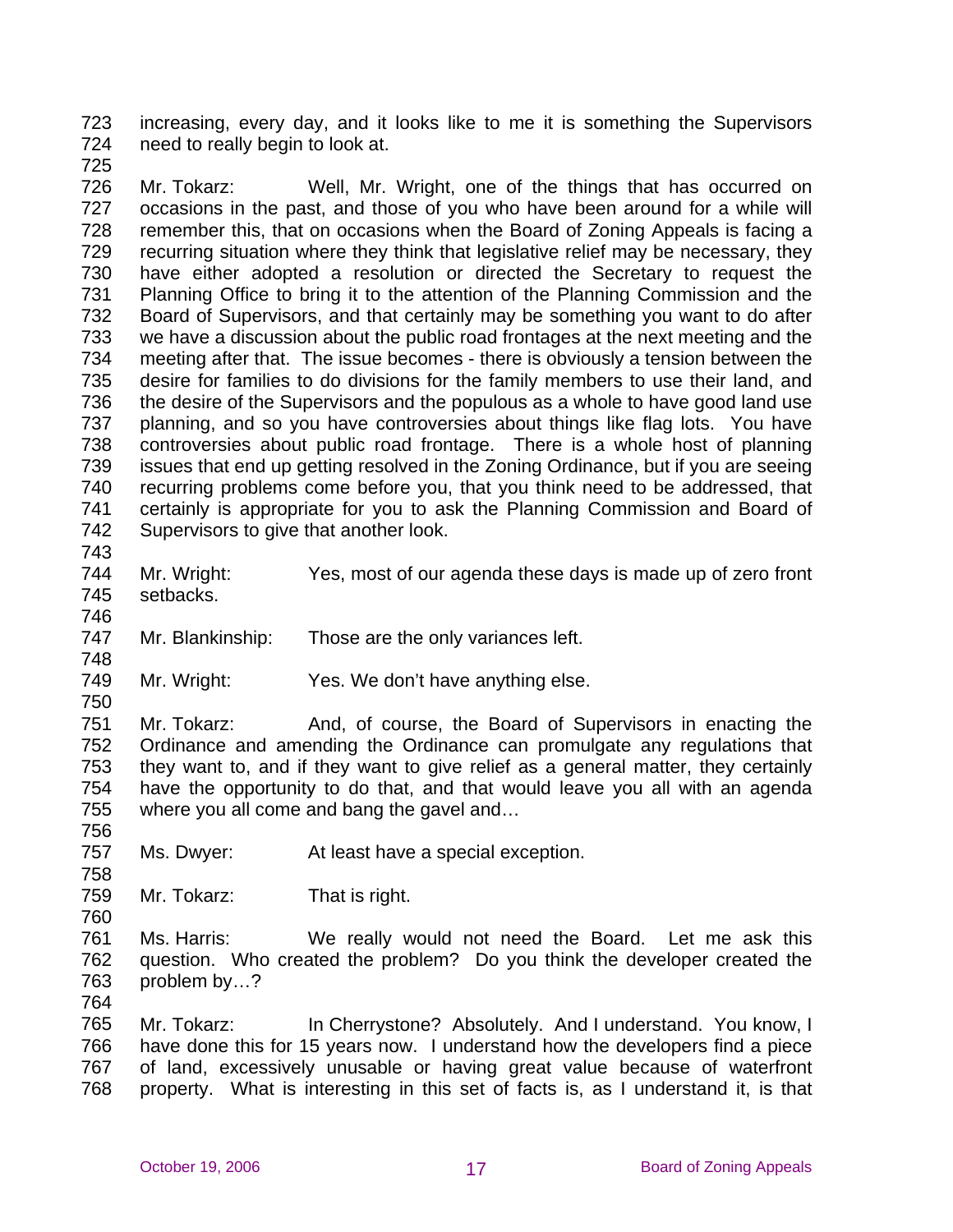increasing, every day, and it looks like to me it is something the Supervisors need to really begin to look at.

Mr. Tokarz: Well, Mr. Wright, one of the things that has occurred on occasions in the past, and those of you who have been around for a while will remember this, that on occasions when the Board of Zoning Appeals is facing a recurring situation where they think that legislative relief may be necessary, they have either adopted a resolution or directed the Secretary to request the Planning Office to bring it to the attention of the Planning Commission and the Board of Supervisors, and that certainly may be something you want to do after we have a discussion about the public road frontages at the next meeting and the meeting after that. The issue becomes - there is obviously a tension between the desire for families to do divisions for the family members to use their land, and the desire of the Supervisors and the populous as a whole to have good land use planning, and so you have controversies about things like flag lots. You have controversies about public road frontage. There is a whole host of planning issues that end up getting resolved in the Zoning Ordinance, but if you are seeing recurring problems come before you, that you think need to be addressed, that certainly is appropriate for you to ask the Planning Commission and Board of Supervisors to give that another look.

Mr. Wright: Yes, most of our agenda these days is made up of zero front setbacks.

Mr. Blankinship: Those are the only variances left.

Mr. Wright: Yes. We don't have anything else.

Mr. Tokarz: And, of course, the Board of Supervisors in enacting the Ordinance and amending the Ordinance can promulgate any regulations that they want to, and if they want to give relief as a general matter, they certainly have the opportunity to do that, and that would leave you all with an agenda where you all come and bang the gavel and…

Ms. Dwyer: At least have a special exception.

Mr. Tokarz: That is right.

Ms. Harris: We really would not need the Board. Let me ask this question. Who created the problem? Do you think the developer created the problem by…?

Mr. Tokarz: In Cherrystone? Absolutely. And I understand. You know, I have done this for 15 years now. I understand how the developers find a piece of land, excessively unusable or having great value because of waterfront property. What is interesting in this set of facts is, as I understand it, is that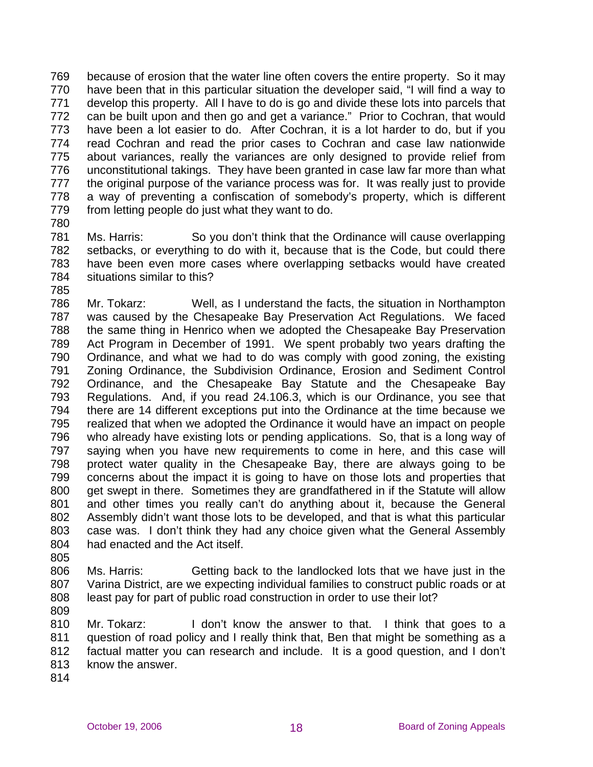because of erosion that the water line often covers the entire property. So it may have been that in this particular situation the developer said, "I will find a way to develop this property. All I have to do is go and divide these lots into parcels that can be built upon and then go and get a variance." Prior to Cochran, that would have been a lot easier to do. After Cochran, it is a lot harder to do, but if you read Cochran and read the prior cases to Cochran and case law nationwide about variances, really the variances are only designed to provide relief from unconstitutional takings. They have been granted in case law far more than what the original purpose of the variance process was for. It was really just to provide a way of preventing a confiscation of somebody's property, which is different from letting people do just what they want to do.

Ms. Harris: So you don't think that the Ordinance will cause overlapping setbacks, or everything to do with it, because that is the Code, but could there have been even more cases where overlapping setbacks would have created situations similar to this?

Mr. Tokarz: Well, as I understand the facts, the situation in Northampton was caused by the Chesapeake Bay Preservation Act Regulations. We faced the same thing in Henrico when we adopted the Chesapeake Bay Preservation Act Program in December of 1991. We spent probably two years drafting the Ordinance, and what we had to do was comply with good zoning, the existing Zoning Ordinance, the Subdivision Ordinance, Erosion and Sediment Control Ordinance, and the Chesapeake Bay Statute and the Chesapeake Bay Regulations. And, if you read 24.106.3, which is our Ordinance, you see that there are 14 different exceptions put into the Ordinance at the time because we realized that when we adopted the Ordinance it would have an impact on people who already have existing lots or pending applications. So, that is a long way of saying when you have new requirements to come in here, and this case will protect water quality in the Chesapeake Bay, there are always going to be concerns about the impact it is going to have on those lots and properties that get swept in there. Sometimes they are grandfathered in if the Statute will allow and other times you really can't do anything about it, because the General Assembly didn't want those lots to be developed, and that is what this particular case was. I don't think they had any choice given what the General Assembly had enacted and the Act itself.

Ms. Harris: Getting back to the landlocked lots that we have just in the Varina District, are we expecting individual families to construct public roads or at least pay for part of public road construction in order to use their lot?

Mr. Tokarz: I don't know the answer to that. I think that goes to a question of road policy and I really think that, Ben that might be something as a factual matter you can research and include. It is a good question, and I don't know the answer.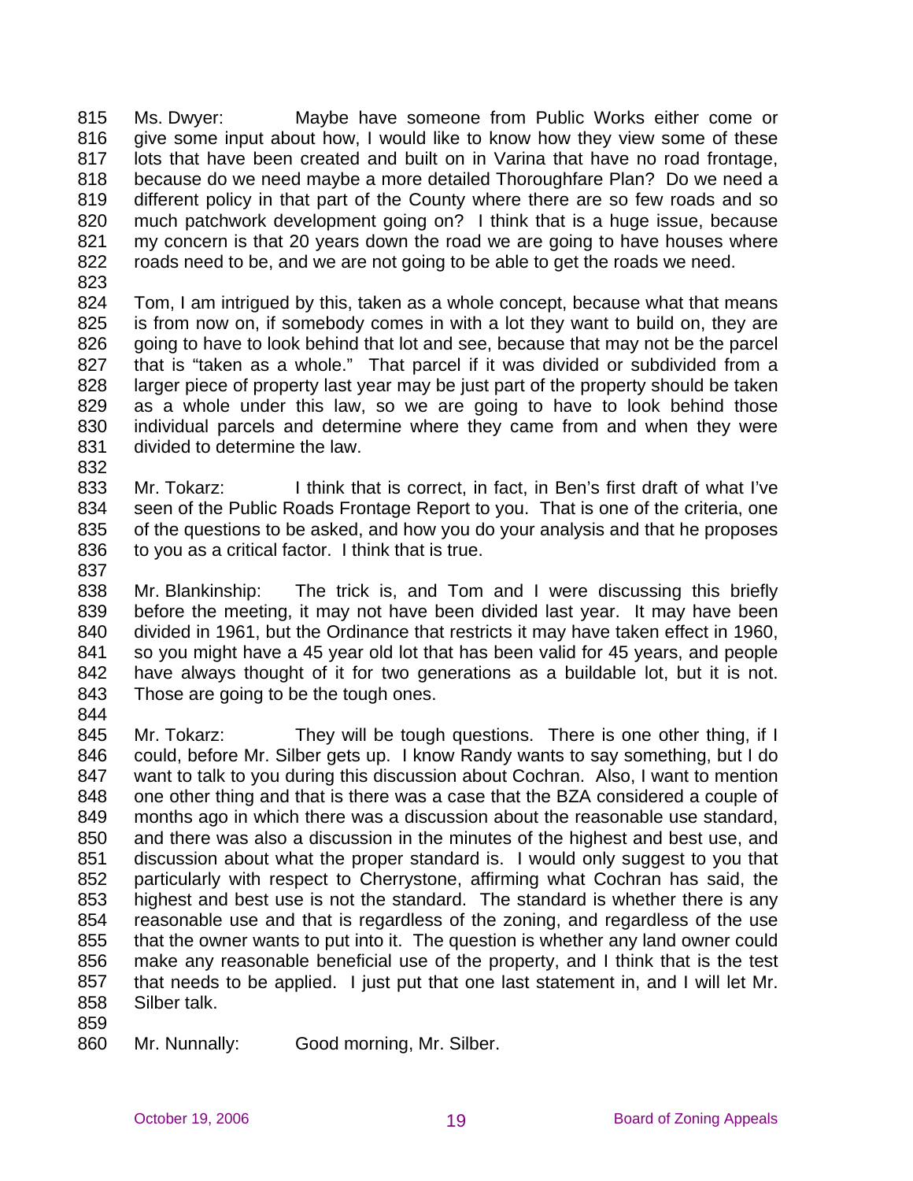815 Ms. Dwyer: Maybe have someone from Public Works either come or
816 give some input about how, I would like to know how they view some of these
817 lots that have been created and built on in Varina that have no road frontage,
818 because do we need maybe a more detailed Thoroughfare Plan? Do we need a
819 different policy in that part of the County where there are so few roads and so
820 much patchwork development going on? I think that is a huge issue, because
821 my concern is that 20 years down the road we are going to have houses where
822 roads need to be, and we are not going to be able to get the roads we need.
823
824 Tom, I am intrigued by this, taken as a whole concept, because what that means
825 is from now on, if somebody comes in with a lot they want to build on, they are
826 going to have to look behind that lot and see, because that may not be the parcel
827 that is "taken as a whole." That parcel if it was divided or subdivided from a
828 larger piece of property last year may be just part of the property should be taken
829 as a whole under this law, so we are going to have to look behind those
830 individual parcels and determine where they came from and when they were
831 divided to determine the law.
832
833 Mr. Tokarz: I think that is correct, in fact, in Ben's first draft of what I've
834 seen of the Public Roads Frontage Report to you. That is one of the criteria, one
835 of the questions to be asked, and how you do your analysis and that he proposes
836 to you as a critical factor. I think that is true.
837
838 Mr. Blankinship: The trick is, and Tom and I were discussing this briefly
839 before the meeting, it may not have been divided last year. It may have been
840 divided in 1961, but the Ordinance that restricts it may have taken effect in 1960,
841 so you might have a 45 year old lot that has been valid for 45 years, and people
842 have always thought of it for two generations as a buildable lot, but it is not.
843 Those are going to be the tough ones.
844
845 Mr. Tokarz: They will be tough questions. There is one other thing, if I
846 could, before Mr. Silber gets up. I know Randy wants to say something, but I do
847 want to talk to you during this discussion about Cochran. Also, I want to mention
848 one other thing and that is there was a case that the BZA considered a couple of
849 months ago in which there was a discussion about the reasonable use standard,
850 and there was also a discussion in the minutes of the highest and best use, and
851 discussion about what the proper standard is. I would only suggest to you that
852 particularly with respect to Cherrystone, affirming what Cochran has said, the
853 highest and best use is not the standard. The standard is whether there is any
854 reasonable use and that is regardless of the zoning, and regardless of the use
855 that the owner wants to put into it. The question is whether any land owner could
856 make any reasonable beneficial use of the property, and I think that is the test
857 that needs to be applied. I just put that one last statement in, and I will let Mr.
858 Silber talk.
859
860 Mr. Nunnally: Good morning, Mr. Silber.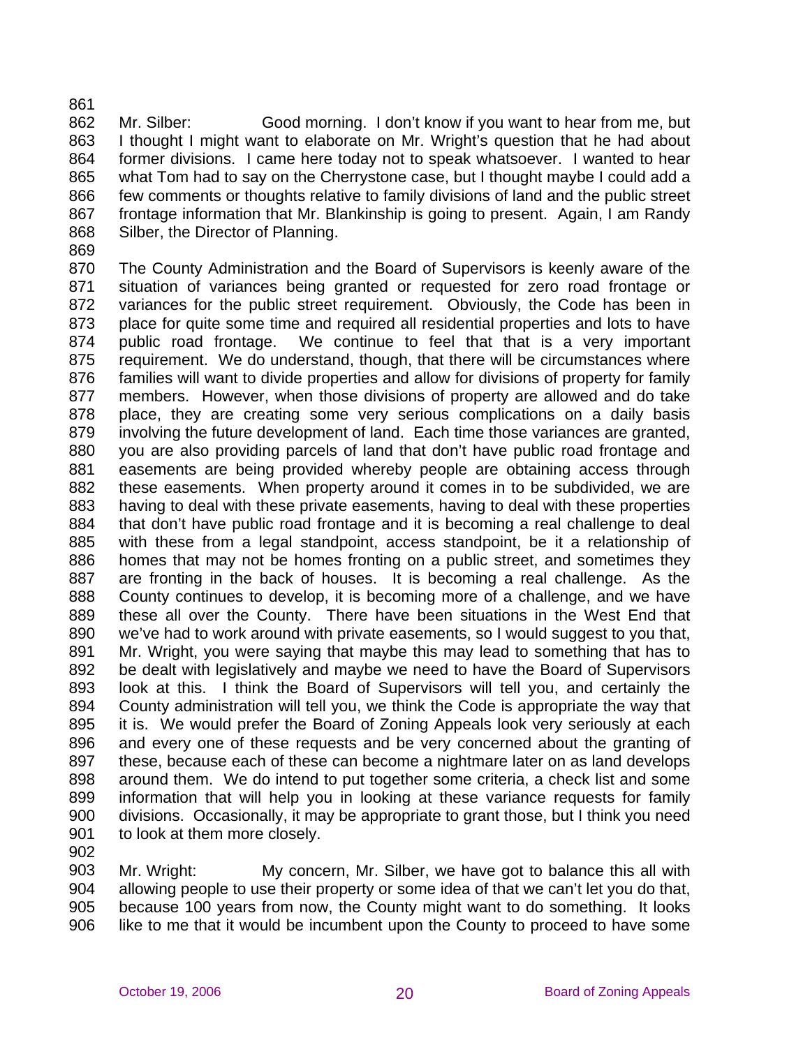Mr. Silber: Good morning. I don't know if you want to hear from me, but I thought I might want to elaborate on Mr. Wright's question that he had about former divisions. I came here today not to speak whatsoever. I wanted to hear what Tom had to say on the Cherrystone case, but I thought maybe I could add a few comments or thoughts relative to family divisions of land and the public street frontage information that Mr. Blankinship is going to present. Again, I am Randy Silber, the Director of Planning.

The County Administration and the Board of Supervisors is keenly aware of the situation of variances being granted or requested for zero road frontage or variances for the public street requirement. Obviously, the Code has been in place for quite some time and required all residential properties and lots to have public road frontage. We continue to feel that that is a very important requirement. We do understand, though, that there will be circumstances where families will want to divide properties and allow for divisions of property for family members. However, when those divisions of property are allowed and do take place, they are creating some very serious complications on a daily basis involving the future development of land. Each time those variances are granted, you are also providing parcels of land that don't have public road frontage and easements are being provided whereby people are obtaining access through these easements. When property around it comes in to be subdivided, we are having to deal with these private easements, having to deal with these properties that don't have public road frontage and it is becoming a real challenge to deal with these from a legal standpoint, access standpoint, be it a relationship of homes that may not be homes fronting on a public street, and sometimes they are fronting in the back of houses. It is becoming a real challenge. As the County continues to develop, it is becoming more of a challenge, and we have these all over the County. There have been situations in the West End that we've had to work around with private easements, so I would suggest to you that, Mr. Wright, you were saying that maybe this may lead to something that has to be dealt with legislatively and maybe we need to have the Board of Supervisors look at this. I think the Board of Supervisors will tell you, and certainly the County administration will tell you, we think the Code is appropriate the way that it is. We would prefer the Board of Zoning Appeals look very seriously at each and every one of these requests and be very concerned about the granting of these, because each of these can become a nightmare later on as land develops around them. We do intend to put together some criteria, a check list and some information that will help you in looking at these variance requests for family divisions. Occasionally, it may be appropriate to grant those, but I think you need to look at them more closely.

Mr. Wright: My concern, Mr. Silber, we have got to balance this all with allowing people to use their property or some idea of that we can't let you do that, because 100 years from now, the County might want to do something. It looks like to me that it would be incumbent upon the County to proceed to have some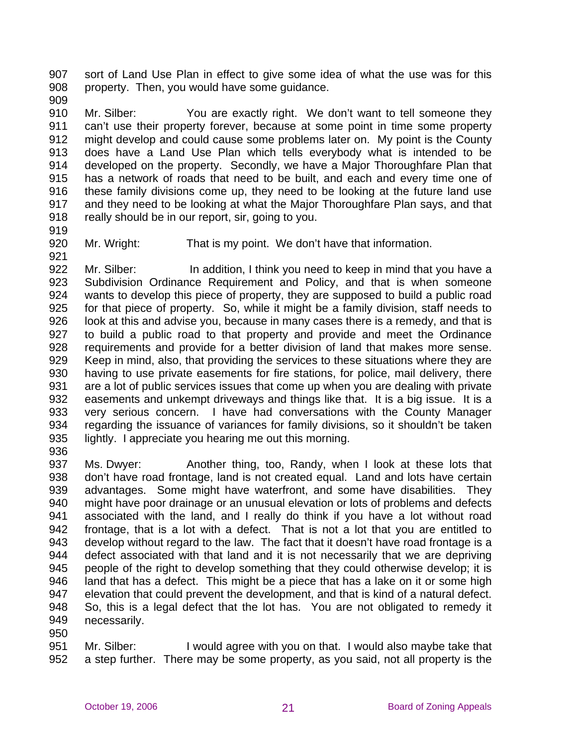907 sort of Land Use Plan in effect to give some idea of what the use was for this
908 property. Then, you would have some guidance.
909
910 Mr. Silber: You are exactly right. We don't want to tell someone they
911 can't use their property forever, because at some point in time some property
912 might develop and could cause some problems later on. My point is the County
913 does have a Land Use Plan which tells everybody what is intended to be
914 developed on the property. Secondly, we have a Major Thoroughfare Plan that
915 has a network of roads that need to be built, and each and every time one of
916 these family divisions come up, they need to be looking at the future land use
917 and they need to be looking at what the Major Thoroughfare Plan says, and that
918 really should be in our report, sir, going to you.
919
920 Mr. Wright: That is my point. We don't have that information.
921
922 Mr. Silber: In addition, I think you need to keep in mind that you have a
923 Subdivision Ordinance Requirement and Policy, and that is when someone
924 wants to develop this piece of property, they are supposed to build a public road
925 for that piece of property. So, while it might be a family division, staff needs to
926 look at this and advise you, because in many cases there is a remedy, and that is
927 to build a public road to that property and provide and meet the Ordinance
928 requirements and provide for a better division of land that makes more sense.
929 Keep in mind, also, that providing the services to these situations where they are
930 having to use private easements for fire stations, for police, mail delivery, there
931 are a lot of public services issues that come up when you are dealing with private
932 easements and unkempt driveways and things like that. It is a big issue. It is a
933 very serious concern. I have had conversations with the County Manager
934 regarding the issuance of variances for family divisions, so it shouldn't be taken
935 lightly. I appreciate you hearing me out this morning.
936
937 Ms. Dwyer: Another thing, too, Randy, when I look at these lots that
938 don't have road frontage, land is not created equal. Land and lots have certain
939 advantages. Some might have waterfront, and some have disabilities. They
940 might have poor drainage or an unusual elevation or lots of problems and defects
941 associated with the land, and I really do think if you have a lot without road
942 frontage, that is a lot with a defect. That is not a lot that you are entitled to
943 develop without regard to the law. The fact that it doesn't have road frontage is a
944 defect associated with that land and it is not necessarily that we are depriving
945 people of the right to develop something that they could otherwise develop; it is
946 land that has a defect. This might be a piece that has a lake on it or some high
947 elevation that could prevent the development, and that is kind of a natural defect.
948 So, this is a legal defect that the lot has. You are not obligated to remedy it
949 necessarily.
950
951 Mr. Silber: I would agree with you on that. I would also maybe take that
952 a step further. There may be some property, as you said, not all property is the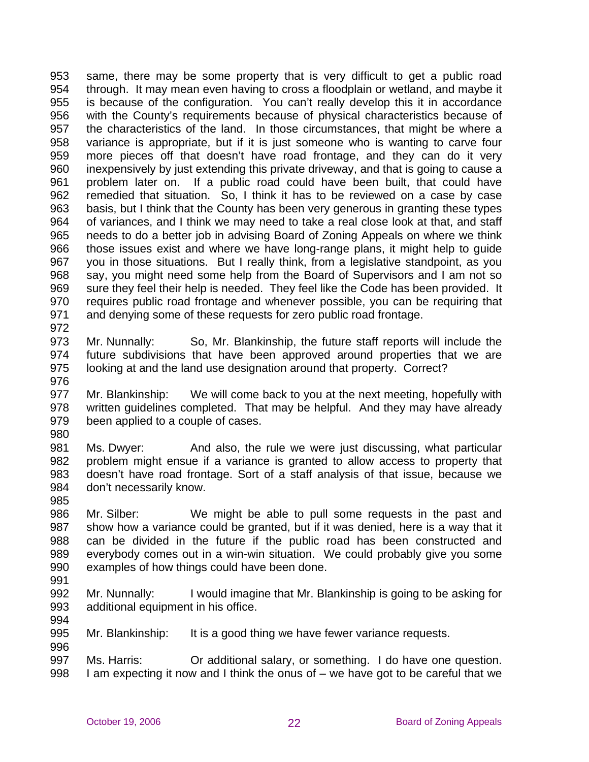same, there may be some property that is very difficult to get a public road through. It may mean even having to cross a floodplain or wetland, and maybe it is because of the configuration. You can't really develop this it in accordance with the County's requirements because of physical characteristics because of the characteristics of the land. In those circumstances, that might be where a variance is appropriate, but if it is just someone who is wanting to carve four more pieces off that doesn't have road frontage, and they can do it very inexpensively by just extending this private driveway, and that is going to cause a problem later on. If a public road could have been built, that could have remedied that situation. So, I think it has to be reviewed on a case by case basis, but I think that the County has been very generous in granting these types of variances, and I think we may need to take a real close look at that, and staff needs to do a better job in advising Board of Zoning Appeals on where we think those issues exist and where we have long-range plans, it might help to guide you in those situations. But I really think, from a legislative standpoint, as you say, you might need some help from the Board of Supervisors and I am not so sure they feel their help is needed. They feel like the Code has been provided. It requires public road frontage and whenever possible, you can be requiring that and denying some of these requests for zero public road frontage.

Mr. Nunnally: So, Mr. Blankinship, the future staff reports will include the future subdivisions that have been approved around properties that we are looking at and the land use designation around that property. Correct?

Mr. Blankinship: We will come back to you at the next meeting, hopefully with written guidelines completed. That may be helpful. And they may have already been applied to a couple of cases.

Ms. Dwyer: And also, the rule we were just discussing, what particular problem might ensue if a variance is granted to allow access to property that doesn't have road frontage. Sort of a staff analysis of that issue, because we don't necessarily know.

Mr. Silber: We might be able to pull some requests in the past and show how a variance could be granted, but if it was denied, here is a way that it can be divided in the future if the public road has been constructed and everybody comes out in a win-win situation. We could probably give you some examples of how things could have been done.

Mr. Nunnally: I would imagine that Mr. Blankinship is going to be asking for additional equipment in his office.

Mr. Blankinship: It is a good thing we have fewer variance requests.

Ms. Harris: Or additional salary, or something. I do have one question. I am expecting it now and I think the onus of – we have got to be careful that we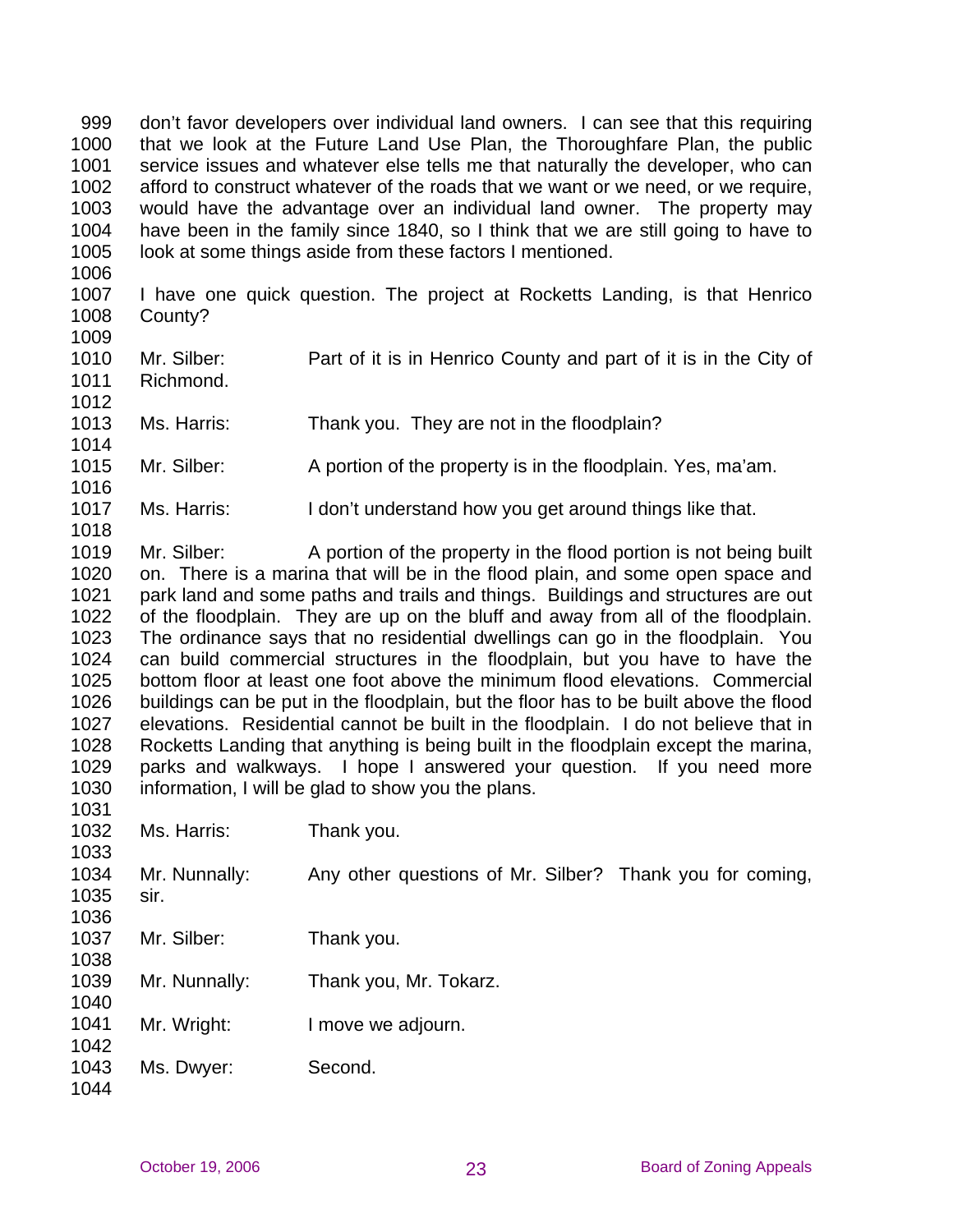don't favor developers over individual land owners. I can see that this requiring that we look at the Future Land Use Plan, the Thoroughfare Plan, the public service issues and whatever else tells me that naturally the developer, who can afford to construct whatever of the roads that we want or we need, or we require, would have the advantage over an individual land owner. The property may have been in the family since 1840, so I think that we are still going to have to look at some things aside from these factors I mentioned.

I have one quick question. The project at Rocketts Landing, is that Henrico County?

Mr. Silber: Part of it is in Henrico County and part of it is in the City of Richmond.

Ms. Harris: Thank you. They are not in the floodplain?

Mr. Silber: A portion of the property is in the floodplain. Yes, ma'am.

Ms. Harris: I don't understand how you get around things like that.

Mr. Silber: A portion of the property in the flood portion is not being built on. There is a marina that will be in the flood plain, and some open space and park land and some paths and trails and things. Buildings and structures are out of the floodplain. They are up on the bluff and away from all of the floodplain. The ordinance says that no residential dwellings can go in the floodplain. You can build commercial structures in the floodplain, but you have to have the bottom floor at least one foot above the minimum flood elevations. Commercial buildings can be put in the floodplain, but the floor has to be built above the flood elevations. Residential cannot be built in the floodplain. I do not believe that in Rocketts Landing that anything is being built in the floodplain except the marina, parks and walkways. I hope I answered your question. If you need more information, I will be glad to show you the plans.

Ms. Harris: Thank you.

Mr. Nunnally: Any other questions of Mr. Silber? Thank you for coming, sir.

Mr. Silber: Thank you.

Mr. Nunnally: Thank you, Mr. Tokarz.

Mr. Wright: I move we adjourn.

Ms. Dwyer: Second.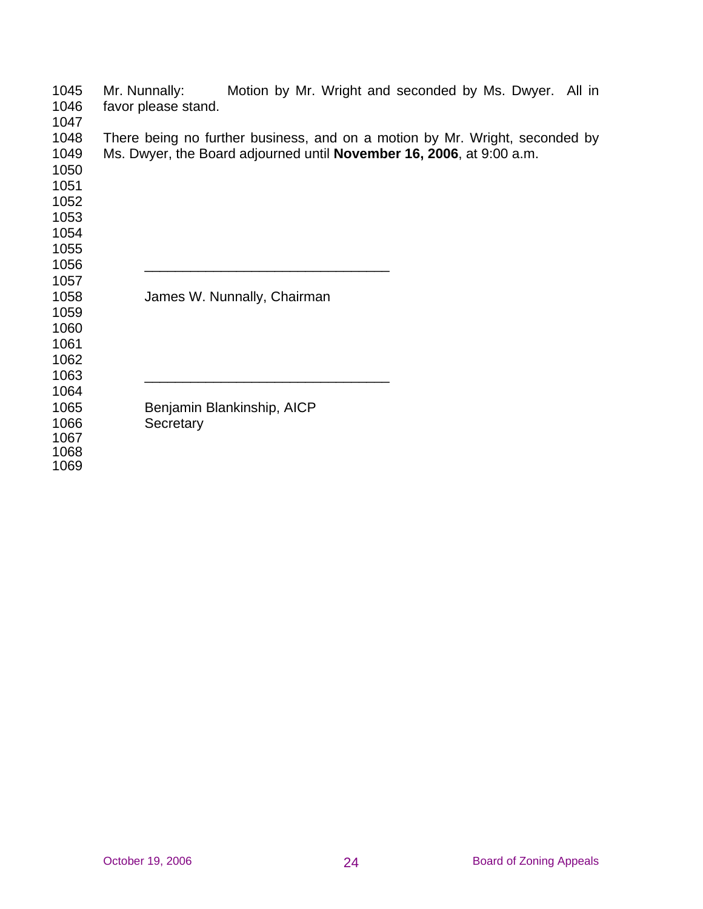Mr. Nunnally: Motion by Mr. Wright and seconded by Ms. Dwyer. All in favor please stand.

There being no further business, and on a motion by Mr. Wright, seconded by Ms. Dwyer, the Board adjourned until **November 16, 2006**, at 9:00 a.m.

\_\_\_\_\_\_\_\_\_\_\_\_\_\_\_\_\_\_\_\_\_\_\_\_\_\_\_\_\_\_\_\_

James W. Nunnally, Chairman

\_\_\_\_\_\_\_\_\_\_\_\_\_\_\_\_\_\_\_\_\_\_\_\_\_\_\_\_\_\_\_\_

Benjamin Blankinship, AICP
Secretary